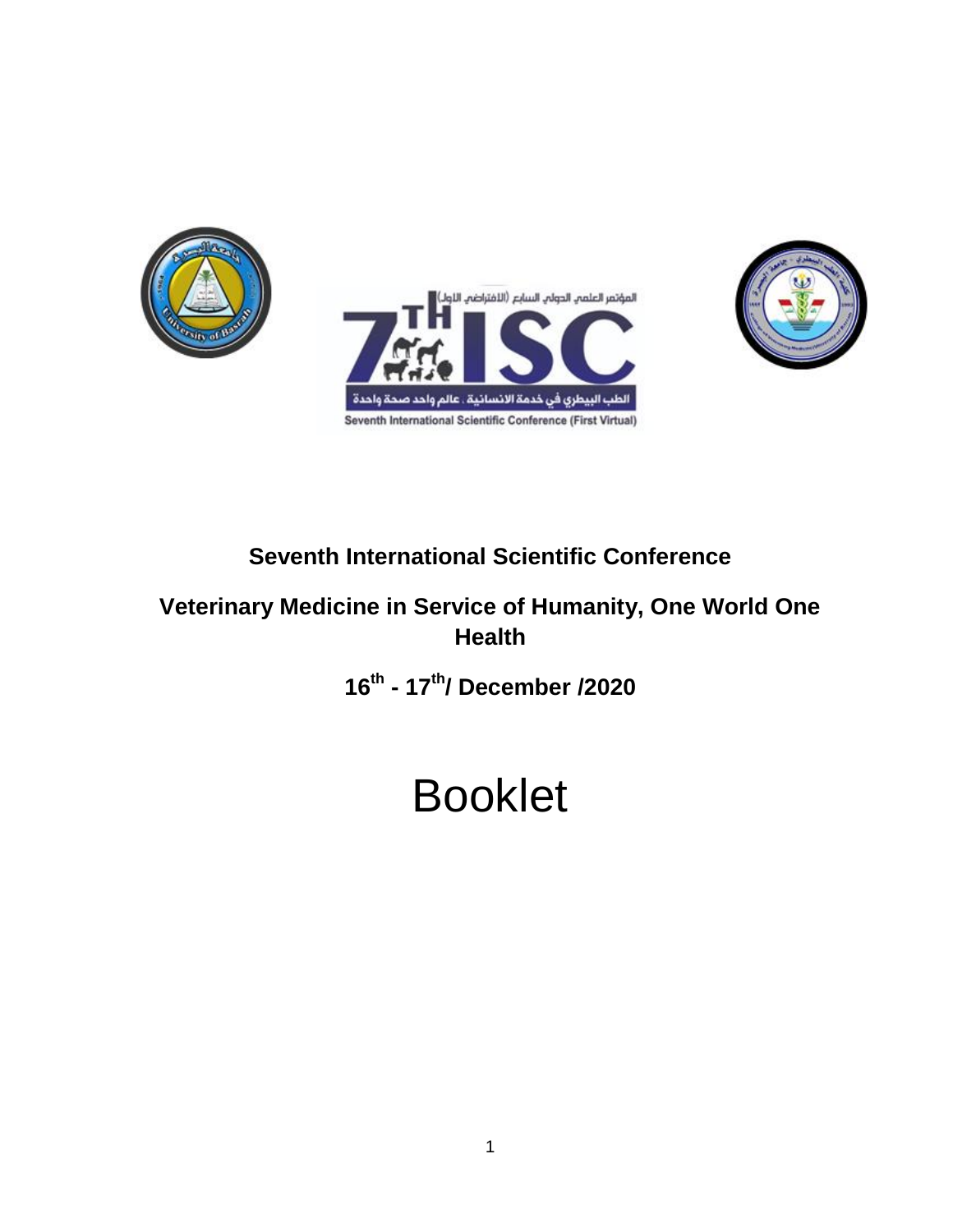المؤتمر العلمي الدولي السابع (الافتراضي الاول)

7TH ISC

الطب البيطري في خدمة الانسانية . عالم واحد صحة واحدة

Seventh International Scientific Conference (First Virtual)

# Seventh International Scientific Conference

## Veterinary Medicine in Service of Humanity, One World One Health

**16th - 17th/ December /2020**

# Booklet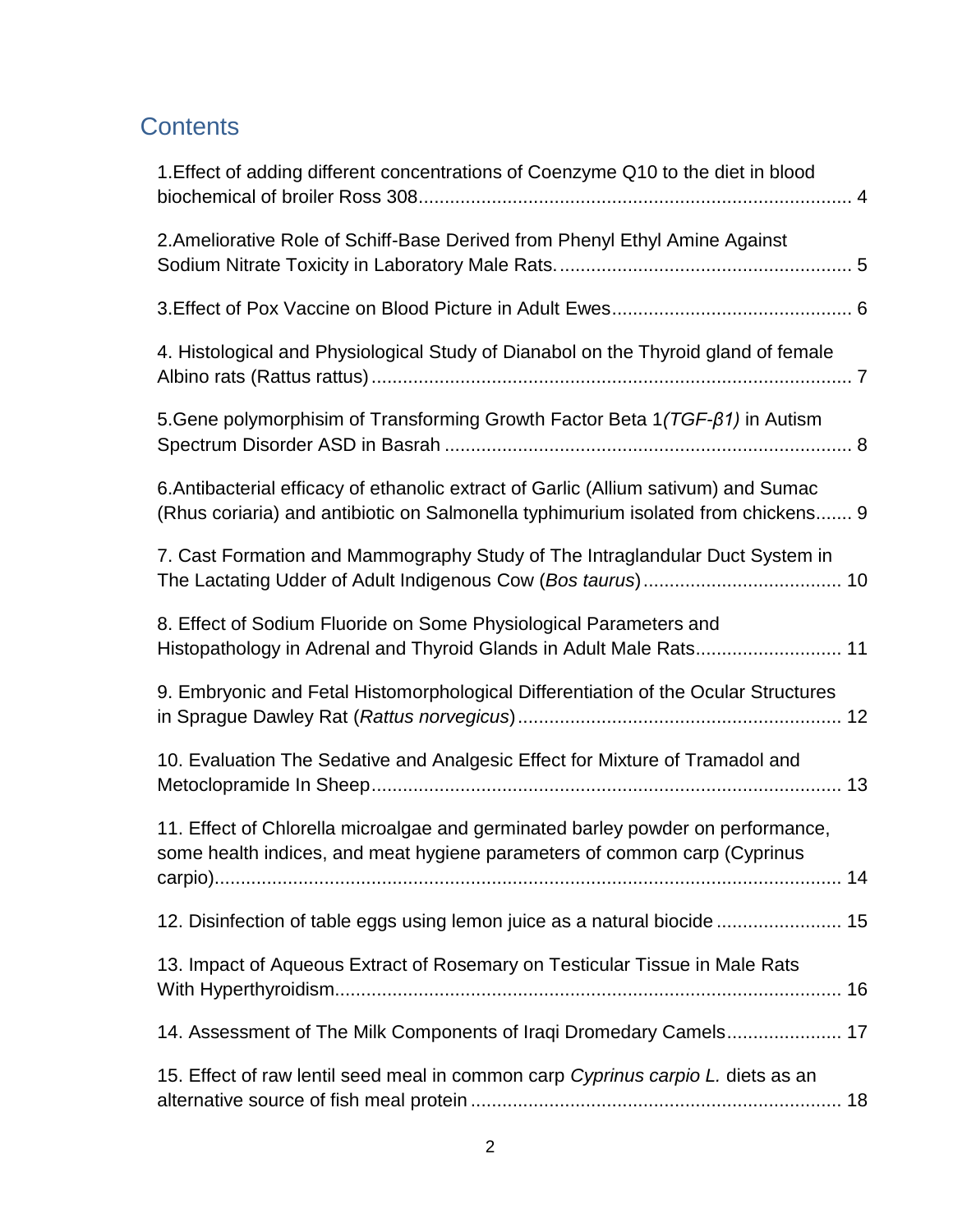# Contents

1.Effect of adding different concentrations of Coenzyme Q10 to the diet in blood biochemical of broiler Ross 308 .......... 4

2.Ameliorative Role of Schiff-Base Derived from Phenyl Ethyl Amine Against Sodium Nitrate Toxicity in Laboratory Male Rats. .......... 5

3.Effect of Pox Vaccine on Blood Picture in Adult Ewes .......... 6

4. Histological and Physiological Study of Dianabol on the Thyroid gland of female Albino rats (Rattus rattus) .......... 7

5.Gene polymorphisim of Transforming Growth Factor Beta 1*(TGF-β1)* in Autism Spectrum Disorder ASD in Basrah .......... 8

6.Antibacterial efficacy of ethanolic extract of Garlic (Allium sativum) and Sumac (Rhus coriaria) and antibiotic on Salmonella typhimurium isolated from chickens .......... 9

7. Cast Formation and Mammography Study of The Intraglandular Duct System in The Lactating Udder of Adult Indigenous Cow (*Bos taurus*) .......... 10

8. Effect of Sodium Fluoride on Some Physiological Parameters and Histopathology in Adrenal and Thyroid Glands in Adult Male Rats .......... 11

9. Embryonic and Fetal Histomorphological Differentiation of the Ocular Structures in Sprague Dawley Rat (*Rattus norvegicus*) .......... 12

10. Evaluation The Sedative and Analgesic Effect for Mixture of Tramadol and Metoclopramide In Sheep .......... 13

11. Effect of Chlorella microalgae and germinated barley powder on performance, some health indices, and meat hygiene parameters of common carp (Cyprinus carpio) .......... 14

12. Disinfection of table eggs using lemon juice as a natural biocide .......... 15

13. Impact of Aqueous Extract of Rosemary on Testicular Tissue in Male Rats With Hyperthyroidism .......... 16

14. Assessment of The Milk Components of Iraqi Dromedary Camels .......... 17

15. Effect of raw lentil seed meal in common carp *Cyprinus carpio L.* diets as an alternative source of fish meal protein .......... 18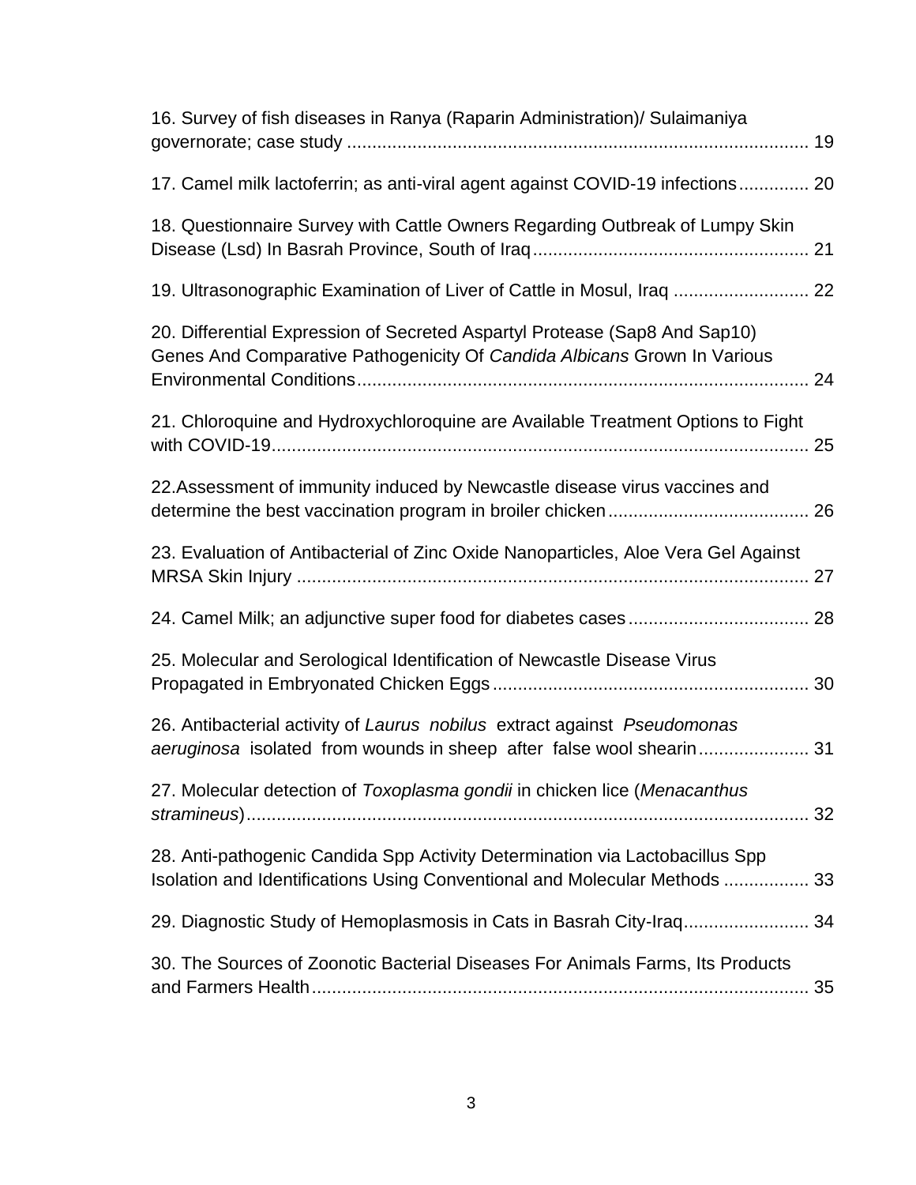16. Survey of fish diseases in Ranya (Raparin Administration)/ Sulaimaniya governorate; case study ............................................................................................ 19

17. Camel milk lactoferrin; as anti-viral agent against COVID-19 infections.............. 20

18. Questionnaire Survey with Cattle Owners Regarding Outbreak of Lumpy Skin Disease (Lsd) In Basrah Province, South of Iraq....................................................... 21

19. Ultrasonographic Examination of Liver of Cattle in Mosul, Iraq ........................... 22

20. Differential Expression of Secreted Aspartyl Protease (Sap8 And Sap10) Genes And Comparative Pathogenicity Of *Candida Albicans* Grown In Various Environmental Conditions.......................................................................................... 24

21. Chloroquine and Hydroxychloroquine are Available Treatment Options to Fight with COVID-19............................................................................................................ 25

22.Assessment of immunity induced by Newcastle disease virus vaccines and determine the best vaccination program in broiler chicken........................................ 26

23. Evaluation of Antibacterial of Zinc Oxide Nanoparticles, Aloe Vera Gel Against MRSA Skin Injury ...................................................................................................... 27

24. Camel Milk; an adjunctive super food for diabetes cases.................................... 28

25. Molecular and Serological Identification of Newcastle Disease Virus Propagated in Embryonated Chicken Eggs............................................................... 30

26. Antibacterial activity of *Laurus nobilus* extract against *Pseudomonas aeruginosa* isolated from wounds in sheep after false wool shearin...................... 31

27. Molecular detection of *Toxoplasma gondii* in chicken lice (*Menacanthus stramineus*)................................................................................................................ 32

28. Anti-pathogenic Candida Spp Activity Determination via Lactobacillus Spp Isolation and Identifications Using Conventional and Molecular Methods ................. 33

29. Diagnostic Study of Hemoplasmosis in Cats in Basrah City-Iraq......................... 34

30. The Sources of Zoonotic Bacterial Diseases For Animals Farms, Its Products and Farmers Health.................................................................................................... 35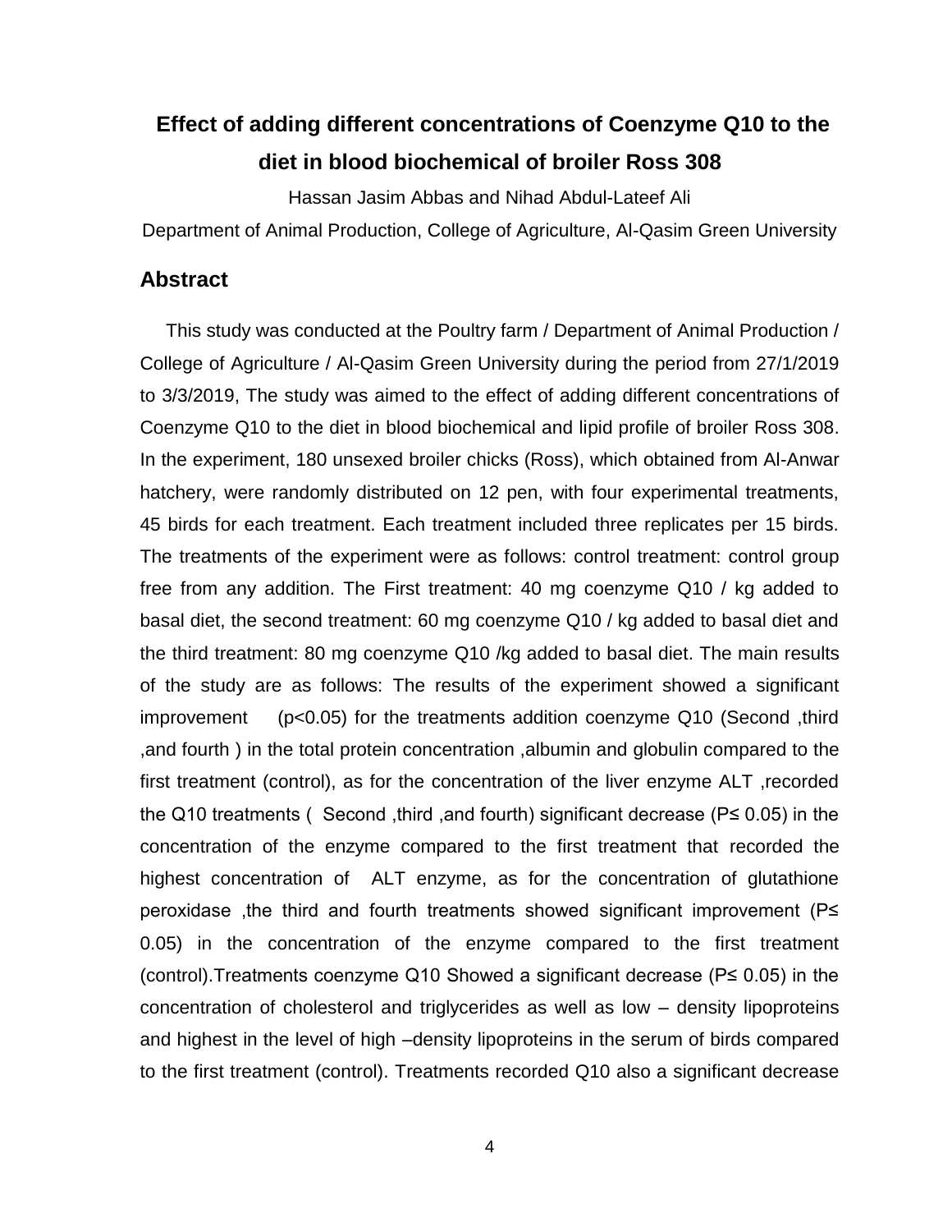# Effect of adding different concentrations of Coenzyme Q10 to the diet in blood biochemical of broiler Ross 308

Hassan Jasim Abbas and Nihad Abdul-Lateef Ali

Department of Animal Production, College of Agriculture, Al-Qasim Green University

## Abstract

This study was conducted at the Poultry farm / Department of Animal Production / College of Agriculture / Al-Qasim Green University during the period from 27/1/2019 to 3/3/2019, The study was aimed to the effect of adding different concentrations of Coenzyme Q10 to the diet in blood biochemical and lipid profile of broiler Ross 308. In the experiment, 180 unsexed broiler chicks (Ross), which obtained from Al-Anwar hatchery, were randomly distributed on 12 pen, with four experimental treatments, 45 birds for each treatment. Each treatment included three replicates per 15 birds. The treatments of the experiment were as follows: control treatment: control group free from any addition. The First treatment: 40 mg coenzyme Q10 / kg added to basal diet, the second treatment: 60 mg coenzyme Q10 / kg added to basal diet and the third treatment: 80 mg coenzyme Q10 /kg added to basal diet. The main results of the study are as follows: The results of the experiment showed a significant improvement ($p<0.05$) for the treatments addition coenzyme Q10 (Second ,third ,and fourth ) in the total protein concentration ,albumin and globulin compared to the first treatment (control), as for the concentration of the liver enzyme ALT ,recorded the Q10 treatments ( Second ,third ,and fourth) significant decrease ($P\leq 0.05$) in the concentration of the enzyme compared to the first treatment that recorded the highest concentration of ALT enzyme, as for the concentration of glutathione peroxidase ,the third and fourth treatments showed significant improvement ($P\leq 0.05$) in the concentration of the enzyme compared to the first treatment (control).Treatments coenzyme Q10 Showed a significant decrease ($P\leq 0.05$) in the concentration of cholesterol and triglycerides as well as low – density lipoproteins and highest in the level of high –density lipoproteins in the serum of birds compared to the first treatment (control). Treatments recorded Q10 also a significant decrease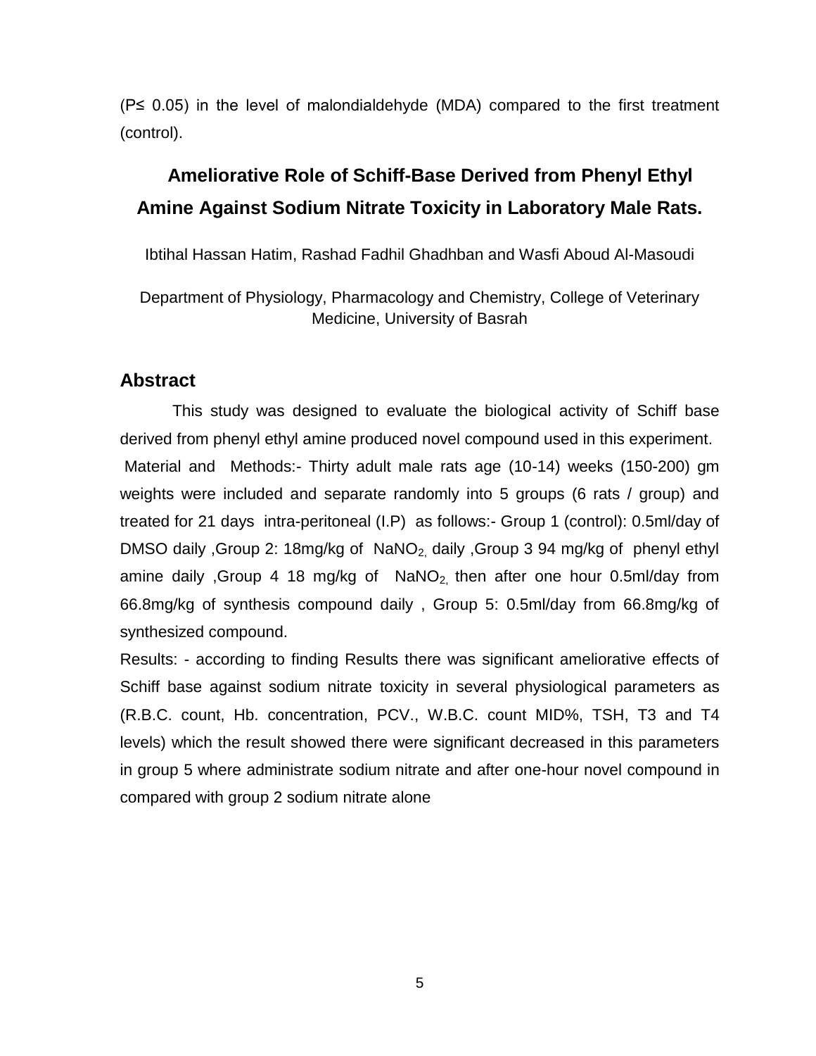(P≤ 0.05) in the level of malondialdehyde (MDA) compared to the first treatment (control).

## Ameliorative Role of Schiff-Base Derived from Phenyl Ethyl Amine Against Sodium Nitrate Toxicity in Laboratory Male Rats.

Ibtihal Hassan Hatim, Rashad Fadhil Ghadhban and Wasfi Aboud Al-Masoudi

Department of Physiology, Pharmacology and Chemistry, College of Veterinary Medicine, University of Basrah

### Abstract

This study was designed to evaluate the biological activity of Schiff base derived from phenyl ethyl amine produced novel compound used in this experiment.

Material and Methods:- Thirty adult male rats age (10-14) weeks (150-200) gm weights were included and separate randomly into 5 groups (6 rats / group) and treated for 21 days intra-peritoneal (I.P) as follows:- Group 1 (control): 0.5ml/day of DMSO daily ,Group 2: 18mg/kg of $NaNO_2$, daily ,Group 3 94 mg/kg of phenyl ethyl amine daily ,Group 4 18 mg/kg of $NaNO_2$, then after one hour 0.5ml/day from 66.8mg/kg of synthesis compound daily , Group 5: 0.5ml/day from 66.8mg/kg of synthesized compound.

Results: - according to finding Results there was significant ameliorative effects of Schiff base against sodium nitrate toxicity in several physiological parameters as (R.B.C. count, Hb. concentration, PCV., W.B.C. count MID%, TSH, T3 and T4 levels) which the result showed there were significant decreased in this parameters in group 5 where administrate sodium nitrate and after one-hour novel compound in compared with group 2 sodium nitrate alone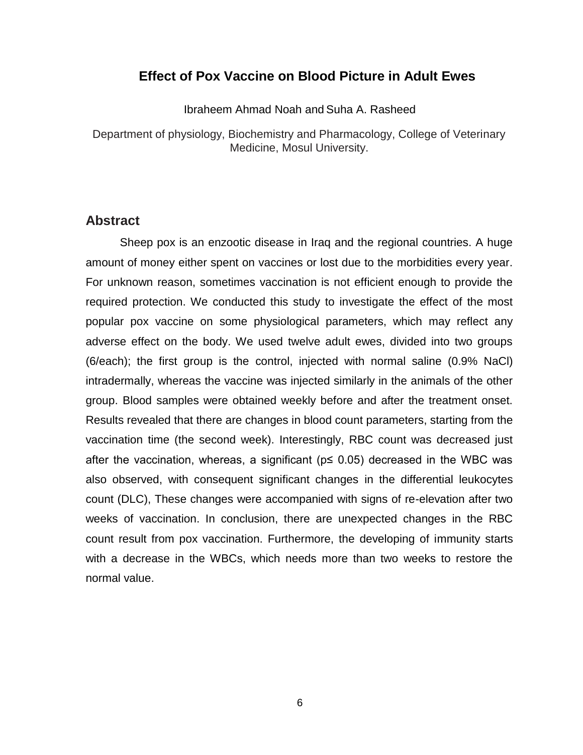# Effect of Pox Vaccine on Blood Picture in Adult Ewes

Ibraheem Ahmad Noah and Suha A. Rasheed

Department of physiology, Biochemistry and Pharmacology, College of Veterinary Medicine, Mosul University.

## Abstract

Sheep pox is an enzootic disease in Iraq and the regional countries. A huge amount of money either spent on vaccines or lost due to the morbidities every year. For unknown reason, sometimes vaccination is not efficient enough to provide the required protection. We conducted this study to investigate the effect of the most popular pox vaccine on some physiological parameters, which may reflect any adverse effect on the body. We used twelve adult ewes, divided into two groups (6/each); the first group is the control, injected with normal saline (0.9% NaCl) intradermally, whereas the vaccine was injected similarly in the animals of the other group. Blood samples were obtained weekly before and after the treatment onset. Results revealed that there are changes in blood count parameters, starting from the vaccination time (the second week). Interestingly, RBC count was decreased just after the vaccination, whereas, a significant ($p \leq 0.05$) decreased in the WBC was also observed, with consequent significant changes in the differential leukocytes count (DLC), These changes were accompanied with signs of re-elevation after two weeks of vaccination. In conclusion, there are unexpected changes in the RBC count result from pox vaccination. Furthermore, the developing of immunity starts with a decrease in the WBCs, which needs more than two weeks to restore the normal value.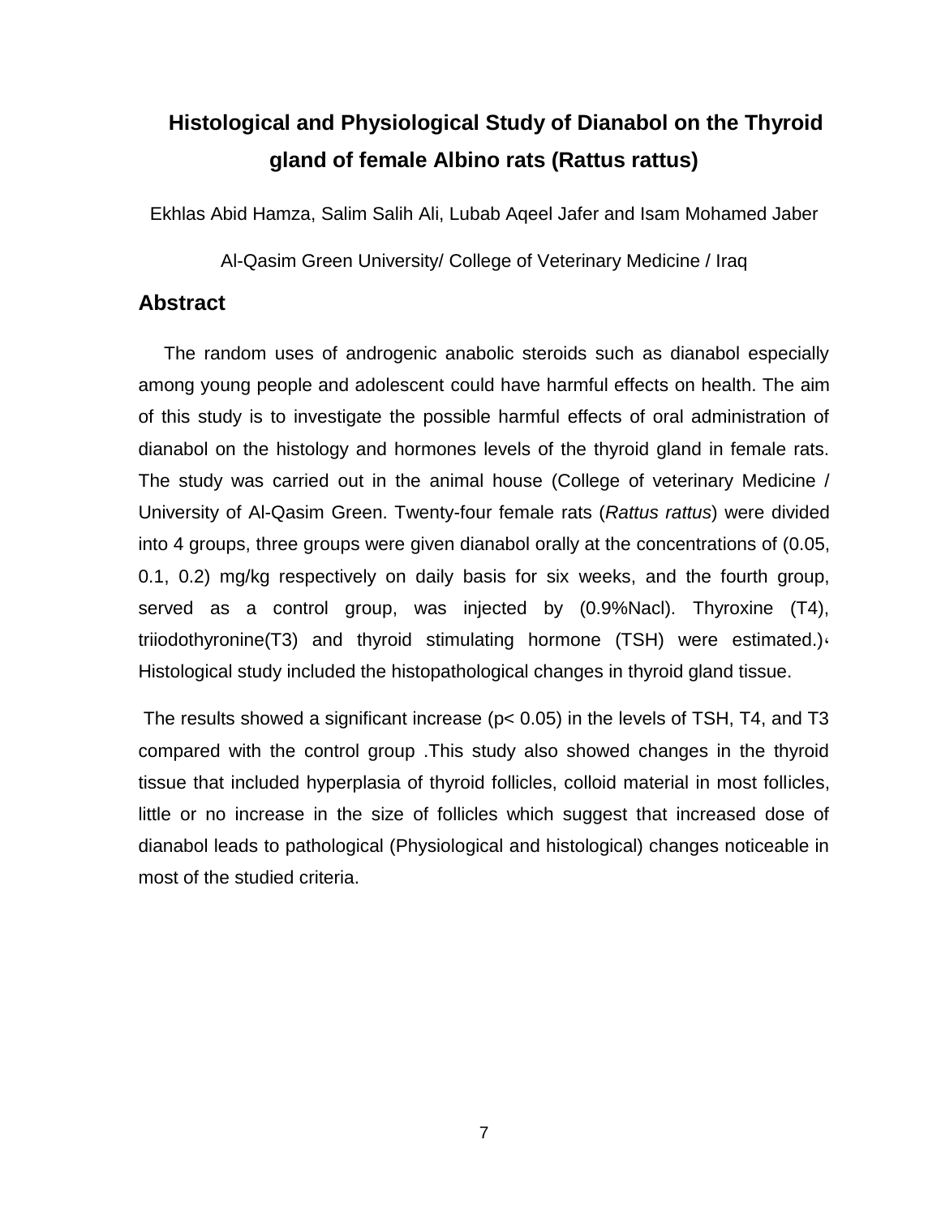# Histological and Physiological Study of Dianabol on the Thyroid gland of female Albino rats (Rattus rattus)

Ekhlas Abid Hamza, Salim Salih Ali, Lubab Aqeel Jafer and Isam Mohamed Jaber

Al-Qasim Green University/ College of Veterinary Medicine / Iraq

## Abstract

The random uses of androgenic anabolic steroids such as dianabol especially among young people and adolescent could have harmful effects on health. The aim of this study is to investigate the possible harmful effects of oral administration of dianabol on the histology and hormones levels of the thyroid gland in female rats. The study was carried out in the animal house (College of veterinary Medicine / University of Al-Qasim Green. Twenty-four female rats (*Rattus rattus*) were divided into 4 groups, three groups were given dianabol orally at the concentrations of (0.05, 0.1, 0.2) mg/kg respectively on daily basis for six weeks, and the fourth group, served as a control group, was injected by (0.9%Nacl). Thyroxine (T4), triiodothyronine(T3) and thyroid stimulating hormone (TSH) were estimated.)، Histological study included the histopathological changes in thyroid gland tissue.

The results showed a significant increase ($p < 0.05$) in the levels of TSH, T4, and T3 compared with the control group .This study also showed changes in the thyroid tissue that included hyperplasia of thyroid follicles, colloid material in most follicles, little or no increase in the size of follicles which suggest that increased dose of dianabol leads to pathological (Physiological and histological) changes noticeable in most of the studied criteria.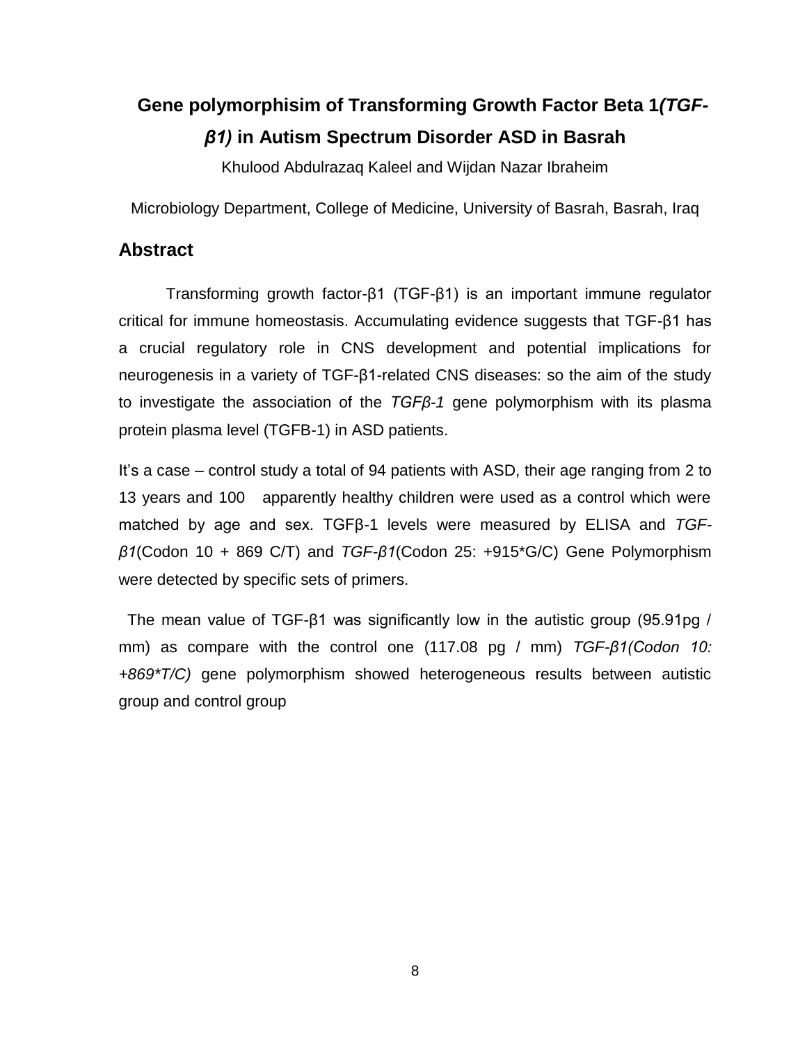# Gene polymorphisim of Transforming Growth Factor Beta 1*(TGF-β1)* in Autism Spectrum Disorder ASD in Basrah

Khulood Abdulrazaq Kaleel and Wijdan Nazar Ibraheim

Microbiology Department, College of Medicine, University of Basrah, Basrah, Iraq

## Abstract

Transforming growth factor-β1 (TGF-β1) is an important immune regulator critical for immune homeostasis. Accumulating evidence suggests that TGF-β1 has a crucial regulatory role in CNS development and potential implications for neurogenesis in a variety of TGF-β1-related CNS diseases: so the aim of the study to investigate the association of the *TGFβ-1* gene polymorphism with its plasma protein plasma level (TGFB-1) in ASD patients.

It's a case – control study a total of 94 patients with ASD, their age ranging from 2 to 13 years and 100 apparently healthy children were used as a control which were matched by age and sex. TGFβ-1 levels were measured by ELISA and *TGF-β1*(Codon 10 + 869 C/T) and *TGF-β1*(Codon 25: +915*G/C) Gene Polymorphism were detected by specific sets of primers.

The mean value of TGF-β1 was significantly low in the autistic group (95.91pg / mm) as compare with the control one (117.08 pg / mm) *TGF-β1(Codon 10: +869*T/C)* gene polymorphism showed heterogeneous results between autistic group and control group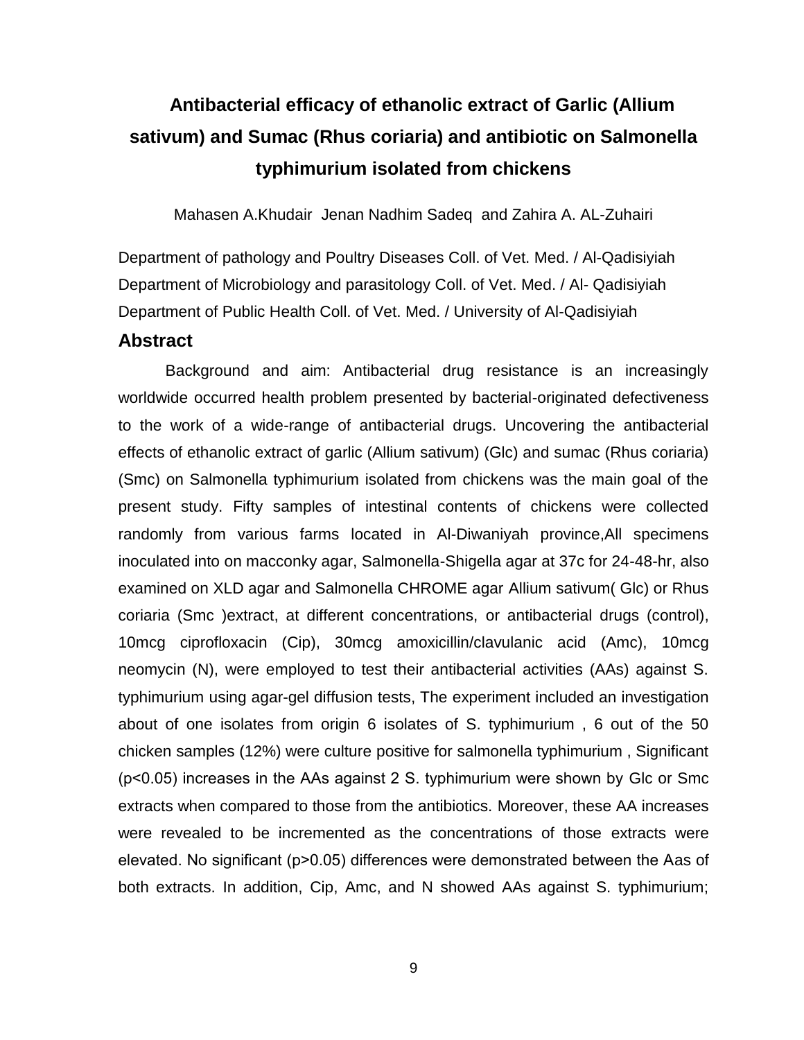# Antibacterial efficacy of ethanolic extract of Garlic (Allium sativum) and Sumac (Rhus coriaria) and antibiotic on Salmonella typhimurium isolated from chickens

Mahasen A.Khudair Jenan Nadhim Sadeq and Zahira A. AL-Zuhairi

Department of pathology and Poultry Diseases Coll. of Vet. Med. / Al-Qadisiyiah
Department of Microbiology and parasitology Coll. of Vet. Med. / Al- Qadisiyiah
Department of Public Health Coll. of Vet. Med. / University of Al-Qadisiyiah

## Abstract

Background and aim: Antibacterial drug resistance is an increasingly worldwide occurred health problem presented by bacterial-originated defectiveness to the work of a wide-range of antibacterial drugs. Uncovering the antibacterial effects of ethanolic extract of garlic (Allium sativum) (Glc) and sumac (Rhus coriaria) (Smc) on Salmonella typhimurium isolated from chickens was the main goal of the present study. Fifty samples of intestinal contents of chickens were collected randomly from various farms located in Al-Diwaniyah province,All specimens inoculated into on macconky agar, Salmonella-Shigella agar at 37c for 24-48-hr, also examined on XLD agar and Salmonella CHROME agar Allium sativum( Glc) or Rhus coriaria (Smc )extract, at different concentrations, or antibacterial drugs (control), 10mcg ciprofloxacin (Cip), 30mcg amoxicillin/clavulanic acid (Amc), 10mcg neomycin (N), were employed to test their antibacterial activities (AAs) against S. typhimurium using agar-gel diffusion tests, The experiment included an investigation about of one isolates from origin 6 isolates of S. typhimurium , 6 out of the 50 chicken samples (12%) were culture positive for salmonella typhimurium , Significant ($p<0.05$) increases in the AAs against 2 S. typhimurium were shown by Glc or Smc extracts when compared to those from the antibiotics. Moreover, these AA increases were revealed to be incremented as the concentrations of those extracts were elevated. No significant ($p>0.05$) differences were demonstrated between the Aas of both extracts. In addition, Cip, Amc, and N showed AAs against S. typhimurium;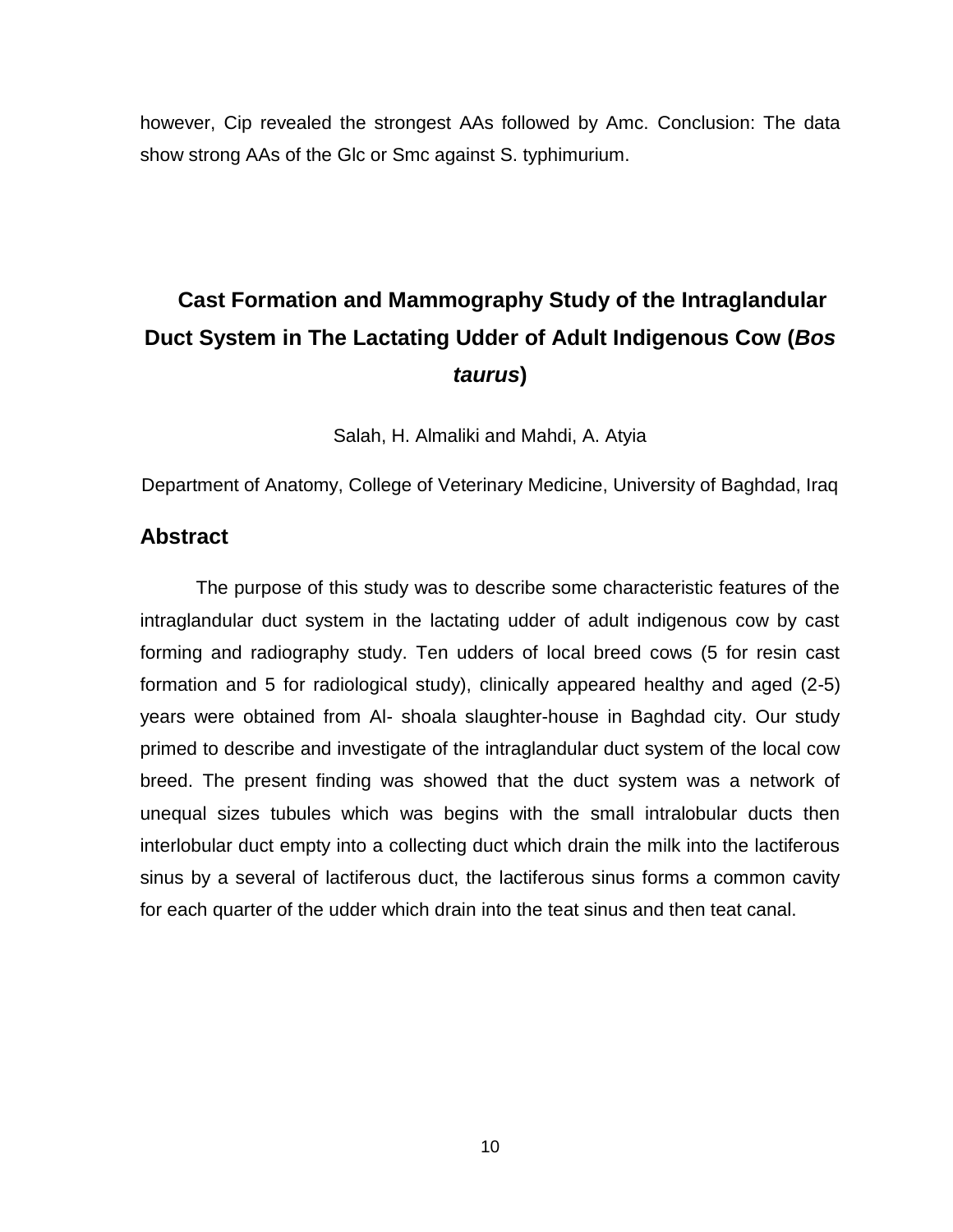however, Cip revealed the strongest AAs followed by Amc. Conclusion: The data show strong AAs of the Glc or Smc against S. typhimurium.

## Cast Formation and Mammography Study of the Intraglandular Duct System in The Lactating Udder of Adult Indigenous Cow (*Bos taurus*)

Salah, H. Almaliki and Mahdi, A. Atyia

Department of Anatomy, College of Veterinary Medicine, University of Baghdad, Iraq

### Abstract

The purpose of this study was to describe some characteristic features of the intraglandular duct system in the lactating udder of adult indigenous cow by cast forming and radiography study. Ten udders of local breed cows (5 for resin cast formation and 5 for radiological study), clinically appeared healthy and aged (2-5) years were obtained from Al- shoala slaughter-house in Baghdad city. Our study primed to describe and investigate of the intraglandular duct system of the local cow breed. The present finding was showed that the duct system was a network of unequal sizes tubules which was begins with the small intralobular ducts then interlobular duct empty into a collecting duct which drain the milk into the lactiferous sinus by a several of lactiferous duct, the lactiferous sinus forms a common cavity for each quarter of the udder which drain into the teat sinus and then teat canal.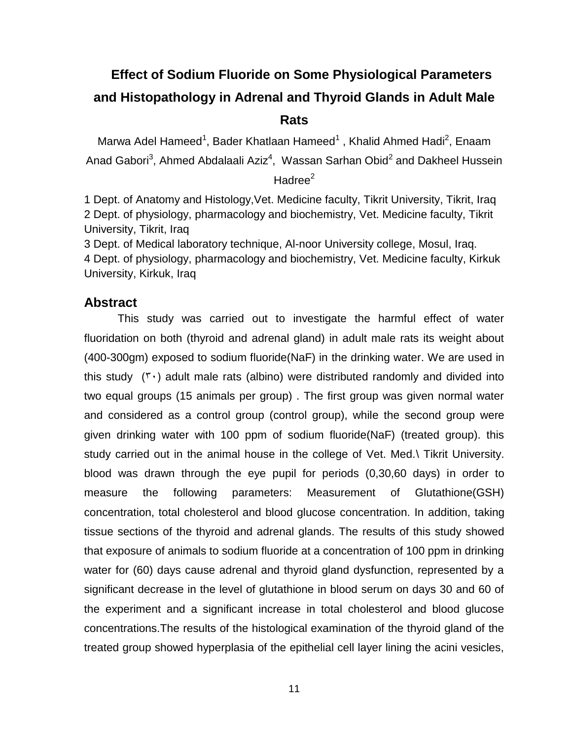# Effect of Sodium Fluoride on Some Physiological Parameters and Histopathology in Adrenal and Thyroid Glands in Adult Male Rats

Marwa Adel Hameed[1], Bader Khatlaan Hameed[1], Khalid Ahmed Hadi[2], Enaam Anad Gabori[3], Ahmed Abdalaali Aziz[4], Wassan Sarhan Obid[2] and Dakheel Hussein Hadree[2]

1 Dept. of Anatomy and Histology,Vet. Medicine faculty, Tikrit University, Tikrit, Iraq
2 Dept. of physiology, pharmacology and biochemistry, Vet. Medicine faculty, Tikrit University, Tikrit, Iraq
3 Dept. of Medical laboratory technique, Al-noor University college, Mosul, Iraq.
4 Dept. of physiology, pharmacology and biochemistry, Vet. Medicine faculty, Kirkuk University, Kirkuk, Iraq

## Abstract

This study was carried out to investigate the harmful effect of water fluoridation on both (thyroid and adrenal gland) in adult male rats its weight about (400-300gm) exposed to sodium fluoride(NaF) in the drinking water. We are used in this study (٣٠) adult male rats (albino) were distributed randomly and divided into two equal groups (15 animals per group) . The first group was given normal water and considered as a control group (control group), while the second group were given drinking water with 100 ppm of sodium fluoride(NaF) (treated group). this study carried out in the animal house in the college of Vet. Med.\ Tikrit University. blood was drawn through the eye pupil for periods (0,30,60 days) in order to measure the following parameters: Measurement of Glutathione(GSH) concentration, total cholesterol and blood glucose concentration. In addition, taking tissue sections of the thyroid and adrenal glands. The results of this study showed that exposure of animals to sodium fluoride at a concentration of 100 ppm in drinking water for (60) days cause adrenal and thyroid gland dysfunction, represented by a significant decrease in the level of glutathione in blood serum on days 30 and 60 of the experiment and a significant increase in total cholesterol and blood glucose concentrations.The results of the histological examination of the thyroid gland of the treated group showed hyperplasia of the epithelial cell layer lining the acini vesicles,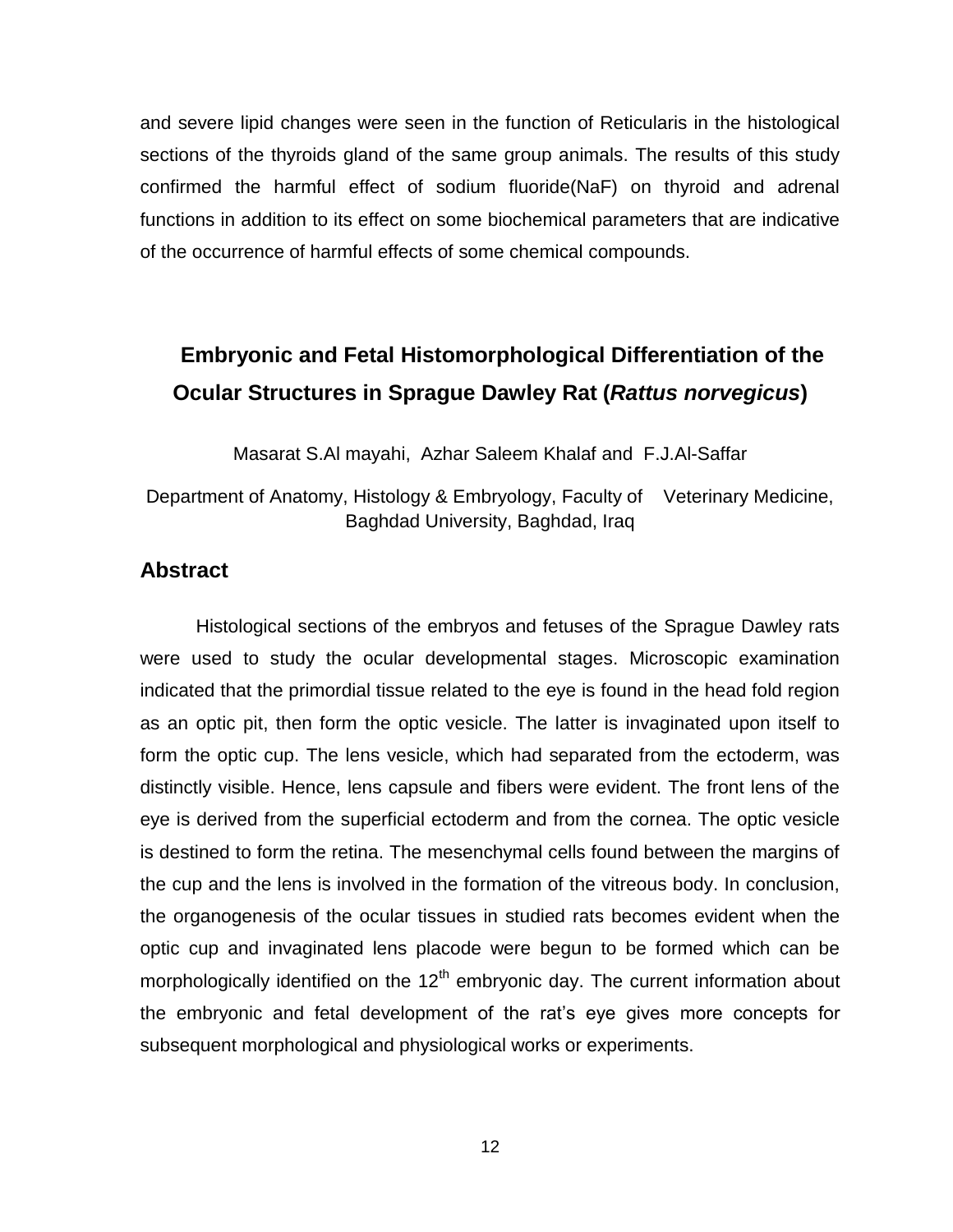and severe lipid changes were seen in the function of Reticularis in the histological sections of the thyroids gland of the same group animals. The results of this study confirmed the harmful effect of sodium fluoride(NaF) on thyroid and adrenal functions in addition to its effect on some biochemical parameters that are indicative of the occurrence of harmful effects of some chemical compounds.

## Embryonic and Fetal Histomorphological Differentiation of the Ocular Structures in Sprague Dawley Rat (*Rattus norvegicus*)

Masarat S.Al mayahi, Azhar Saleem Khalaf and F.J.Al-Saffar

Department of Anatomy, Histology & Embryology, Faculty of Veterinary Medicine, Baghdad University, Baghdad, Iraq

### Abstract

Histological sections of the embryos and fetuses of the Sprague Dawley rats were used to study the ocular developmental stages. Microscopic examination indicated that the primordial tissue related to the eye is found in the head fold region as an optic pit, then form the optic vesicle. The latter is invaginated upon itself to form the optic cup. The lens vesicle, which had separated from the ectoderm, was distinctly visible. Hence, lens capsule and fibers were evident. The front lens of the eye is derived from the superficial ectoderm and from the cornea. The optic vesicle is destined to form the retina. The mesenchymal cells found between the margins of the cup and the lens is involved in the formation of the vitreous body. In conclusion, the organogenesis of the ocular tissues in studied rats becomes evident when the optic cup and invaginated lens placode were begun to be formed which can be morphologically identified on the 12$^{th}$ embryonic day. The current information about the embryonic and fetal development of the rat's eye gives more concepts for subsequent morphological and physiological works or experiments.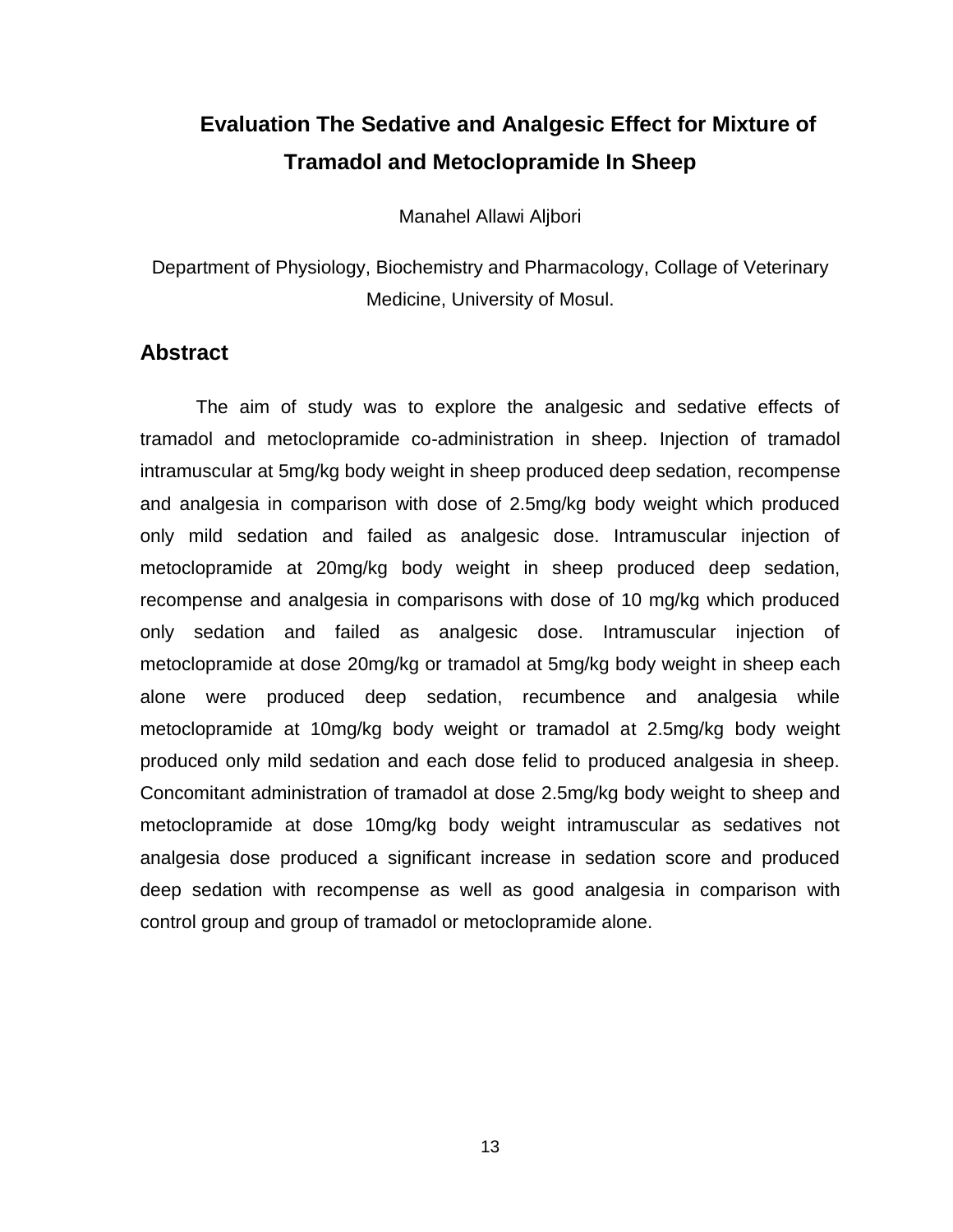# Evaluation The Sedative and Analgesic Effect for Mixture of Tramadol and Metoclopramide In Sheep

Manahel Allawi Aljbori

Department of Physiology, Biochemistry and Pharmacology, Collage of Veterinary Medicine, University of Mosul.

## Abstract

The aim of study was to explore the analgesic and sedative effects of tramadol and metoclopramide co-administration in sheep. Injection of tramadol intramuscular at 5mg/kg body weight in sheep produced deep sedation, recompense and analgesia in comparison with dose of 2.5mg/kg body weight which produced only mild sedation and failed as analgesic dose. Intramuscular injection of metoclopramide at 20mg/kg body weight in sheep produced deep sedation, recompense and analgesia in comparisons with dose of 10 mg/kg which produced only sedation and failed as analgesic dose. Intramuscular injection of metoclopramide at dose 20mg/kg or tramadol at 5mg/kg body weight in sheep each alone were produced deep sedation, recumbence and analgesia while metoclopramide at 10mg/kg body weight or tramadol at 2.5mg/kg body weight produced only mild sedation and each dose felid to produced analgesia in sheep. Concomitant administration of tramadol at dose 2.5mg/kg body weight to sheep and metoclopramide at dose 10mg/kg body weight intramuscular as sedatives not analgesia dose produced a significant increase in sedation score and produced deep sedation with recompense as well as good analgesia in comparison with control group and group of tramadol or metoclopramide alone.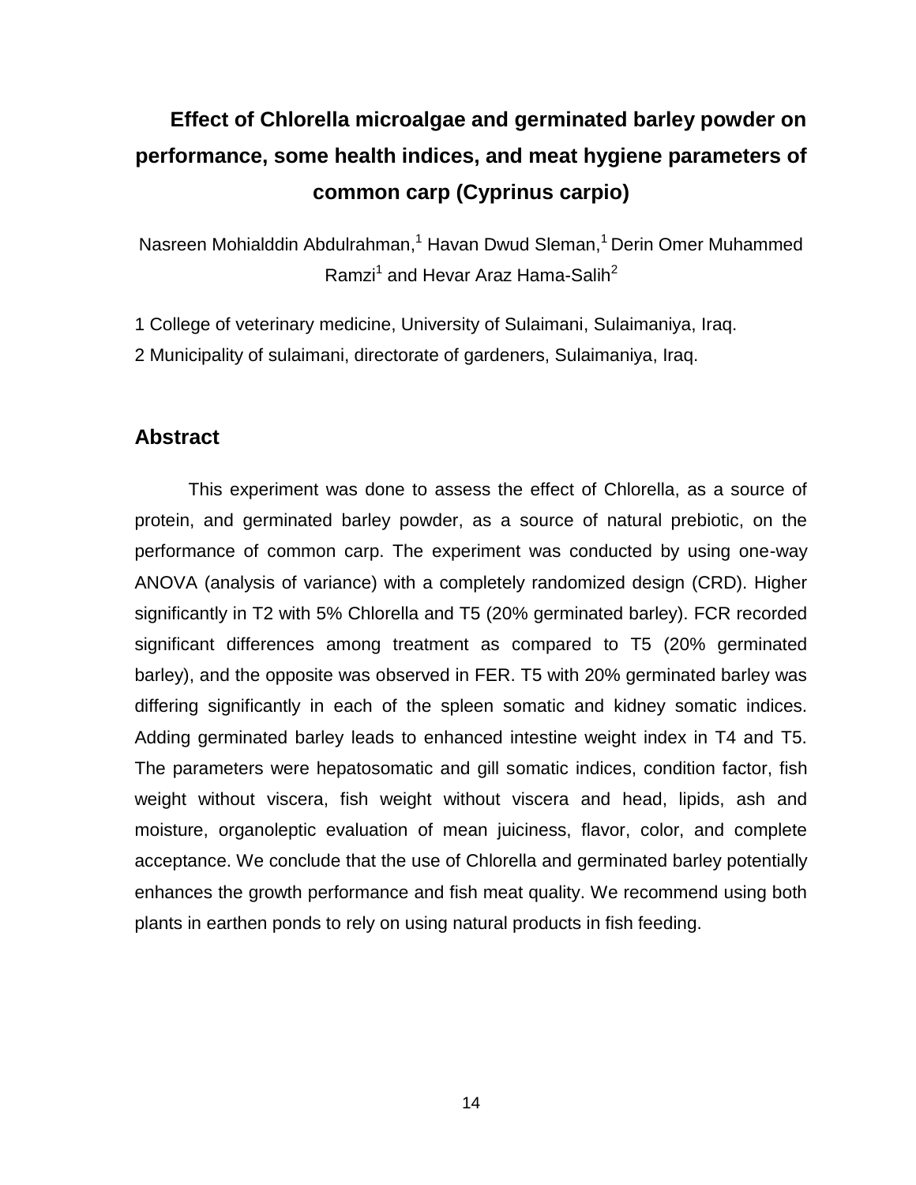# Effect of Chlorella microalgae and germinated barley powder on performance, some health indices, and meat hygiene parameters of common carp (Cyprinus carpio)

Nasreen Mohialddin Abdulrahman,[1] Havan Dwud Sleman,[1] Derin Omer Muhammed Ramzi[1] and Hevar Araz Hama-Salih[2]

1 College of veterinary medicine, University of Sulaimani, Sulaimaniya, Iraq.

2 Municipality of sulaimani, directorate of gardeners, Sulaimaniya, Iraq.

## Abstract

This experiment was done to assess the effect of Chlorella, as a source of protein, and germinated barley powder, as a source of natural prebiotic, on the performance of common carp. The experiment was conducted by using one-way ANOVA (analysis of variance) with a completely randomized design (CRD). Higher significantly in T2 with 5% Chlorella and T5 (20% germinated barley). FCR recorded significant differences among treatment as compared to T5 (20% germinated barley), and the opposite was observed in FER. T5 with 20% germinated barley was differing significantly in each of the spleen somatic and kidney somatic indices. Adding germinated barley leads to enhanced intestine weight index in T4 and T5. The parameters were hepatosomatic and gill somatic indices, condition factor, fish weight without viscera, fish weight without viscera and head, lipids, ash and moisture, organoleptic evaluation of mean juiciness, flavor, color, and complete acceptance. We conclude that the use of Chlorella and germinated barley potentially enhances the growth performance and fish meat quality. We recommend using both plants in earthen ponds to rely on using natural products in fish feeding.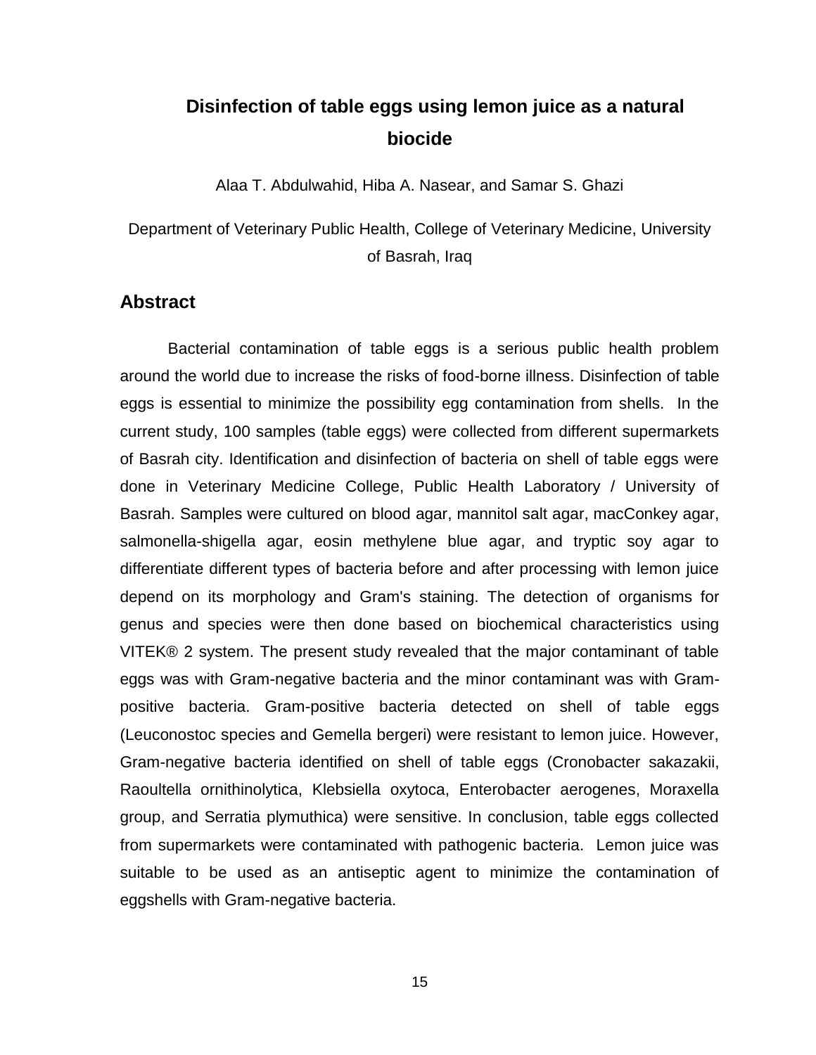# Disinfection of table eggs using lemon juice as a natural biocide

Alaa T. Abdulwahid, Hiba A. Nasear, and Samar S. Ghazi

Department of Veterinary Public Health, College of Veterinary Medicine, University of Basrah, Iraq

## Abstract

Bacterial contamination of table eggs is a serious public health problem around the world due to increase the risks of food-borne illness. Disinfection of table eggs is essential to minimize the possibility egg contamination from shells. In the current study, 100 samples (table eggs) were collected from different supermarkets of Basrah city. Identification and disinfection of bacteria on shell of table eggs were done in Veterinary Medicine College, Public Health Laboratory / University of Basrah. Samples were cultured on blood agar, mannitol salt agar, macConkey agar, salmonella-shigella agar, eosin methylene blue agar, and tryptic soy agar to differentiate different types of bacteria before and after processing with lemon juice depend on its morphology and Gram's staining. The detection of organisms for genus and species were then done based on biochemical characteristics using VITEK® 2 system. The present study revealed that the major contaminant of table eggs was with Gram-negative bacteria and the minor contaminant was with Gram-positive bacteria. Gram-positive bacteria detected on shell of table eggs (Leuconostoc species and Gemella bergeri) were resistant to lemon juice. However, Gram-negative bacteria identified on shell of table eggs (Cronobacter sakazakii, Raoultella ornithinolytica, Klebsiella oxytoca, Enterobacter aerogenes, Moraxella group, and Serratia plymuthica) were sensitive. In conclusion, table eggs collected from supermarkets were contaminated with pathogenic bacteria. Lemon juice was suitable to be used as an antiseptic agent to minimize the contamination of eggshells with Gram-negative bacteria.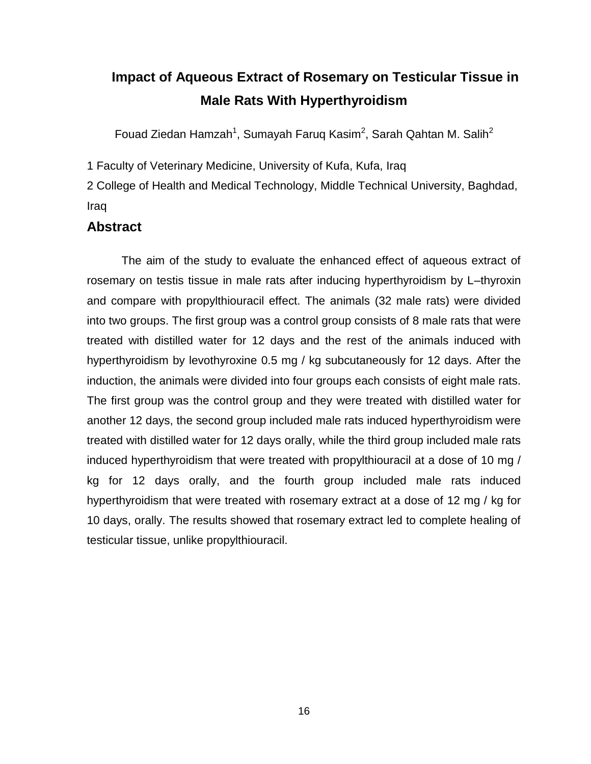# Impact of Aqueous Extract of Rosemary on Testicular Tissue in Male Rats With Hyperthyroidism

Fouad Ziedan Hamzah[1], Sumayah Faruq Kasim[2], Sarah Qahtan M. Salih[2]

1 Faculty of Veterinary Medicine, University of Kufa, Kufa, Iraq

2 College of Health and Medical Technology, Middle Technical University, Baghdad, Iraq

## Abstract

The aim of the study to evaluate the enhanced effect of aqueous extract of rosemary on testis tissue in male rats after inducing hyperthyroidism by L–thyroxin and compare with propylthiouracil effect. The animals (32 male rats) were divided into two groups. The first group was a control group consists of 8 male rats that were treated with distilled water for 12 days and the rest of the animals induced with hyperthyroidism by levothyroxine 0.5 mg / kg subcutaneously for 12 days. After the induction, the animals were divided into four groups each consists of eight male rats. The first group was the control group and they were treated with distilled water for another 12 days, the second group included male rats induced hyperthyroidism were treated with distilled water for 12 days orally, while the third group included male rats induced hyperthyroidism that were treated with propylthiouracil at a dose of 10 mg / kg for 12 days orally, and the fourth group included male rats induced hyperthyroidism that were treated with rosemary extract at a dose of 12 mg / kg for 10 days, orally. The results showed that rosemary extract led to complete healing of testicular tissue, unlike propylthiouracil.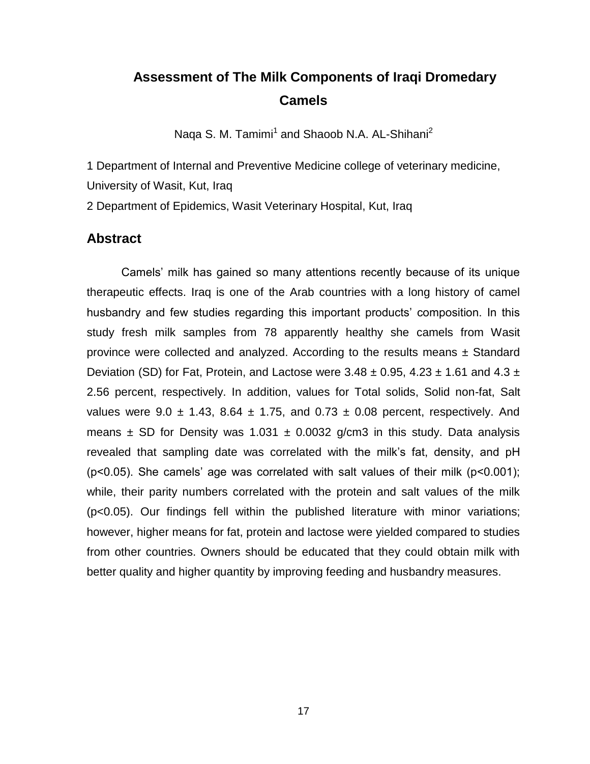# Assessment of The Milk Components of Iraqi Dromedary Camels

Naqa S. M. Tamimi[1] and Shaoob N.A. AL-Shihani[2]

1 Department of Internal and Preventive Medicine college of veterinary medicine, University of Wasit, Kut, Iraq

2 Department of Epidemics, Wasit Veterinary Hospital, Kut, Iraq

## Abstract

Camels' milk has gained so many attentions recently because of its unique therapeutic effects. Iraq is one of the Arab countries with a long history of camel husbandry and few studies regarding this important products' composition. In this study fresh milk samples from 78 apparently healthy she camels from Wasit province were collected and analyzed. According to the results means ± Standard Deviation (SD) for Fat, Protein, and Lactose were $3.48 \pm 0.95$, $4.23 \pm 1.61$ and $4.3 \pm 2.56$ percent, respectively. In addition, values for Total solids, Solid non-fat, Salt values were $9.0 \pm 1.43$, $8.64 \pm 1.75$, and $0.73 \pm 0.08$ percent, respectively. And means ± SD for Density was $1.031 \pm 0.0032$ g/cm3 in this study. Data analysis revealed that sampling date was correlated with the milk's fat, density, and pH ($p<0.05$). She camels' age was correlated with salt values of their milk ($p<0.001$); while, their parity numbers correlated with the protein and salt values of the milk ($p<0.05$). Our findings fell within the published literature with minor variations; however, higher means for fat, protein and lactose were yielded compared to studies from other countries. Owners should be educated that they could obtain milk with better quality and higher quantity by improving feeding and husbandry measures.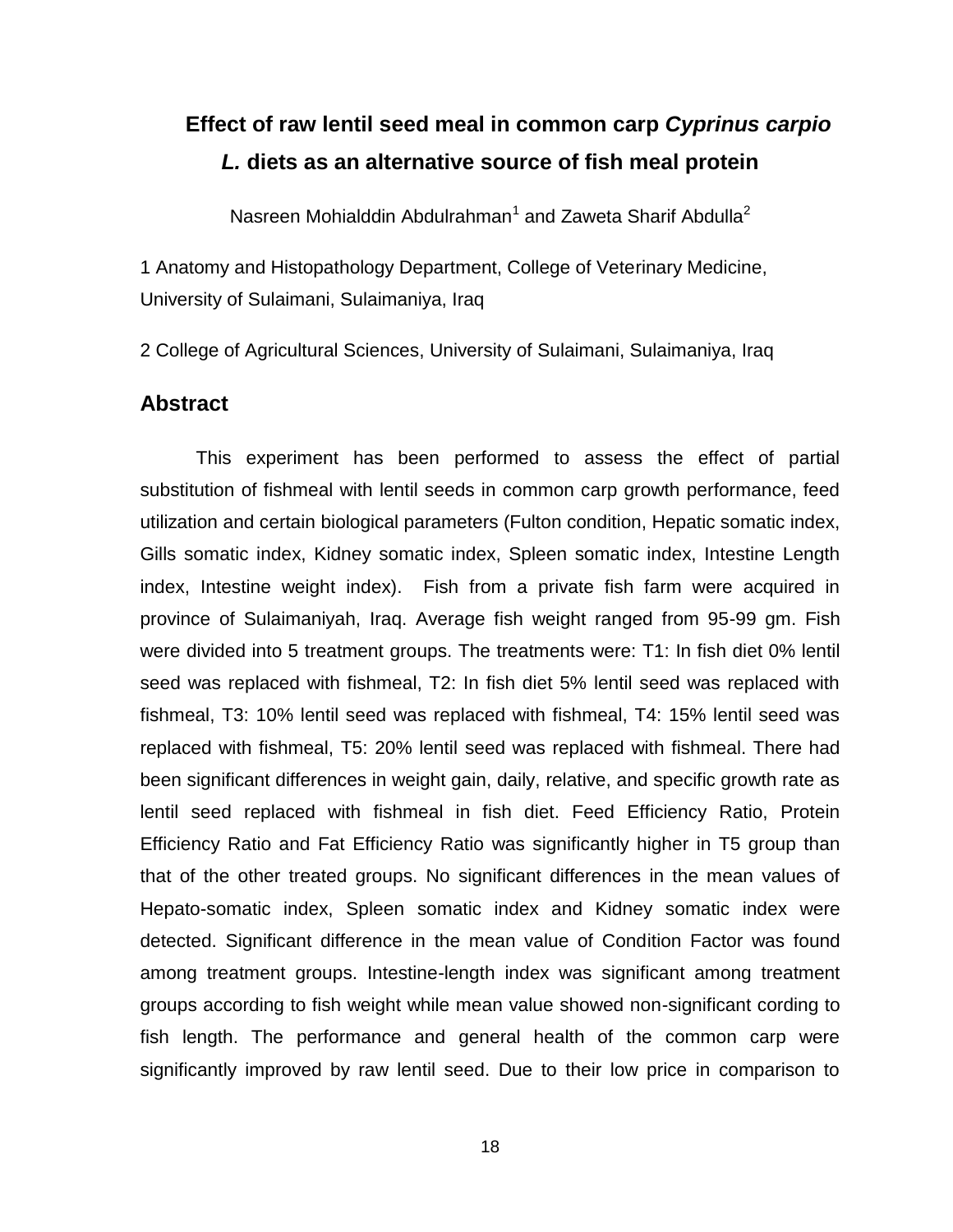# Effect of raw lentil seed meal in common carp *Cyprinus carpio L.* diets as an alternative source of fish meal protein

Nasreen Mohialddin Abdulrahman[1] and Zaweta Sharif Abdulla[2]

1 Anatomy and Histopathology Department, College of Veterinary Medicine, University of Sulaimani, Sulaimaniya, Iraq

2 College of Agricultural Sciences, University of Sulaimani, Sulaimaniya, Iraq

## Abstract

This experiment has been performed to assess the effect of partial substitution of fishmeal with lentil seeds in common carp growth performance, feed utilization and certain biological parameters (Fulton condition, Hepatic somatic index, Gills somatic index, Kidney somatic index, Spleen somatic index, Intestine Length index, Intestine weight index). Fish from a private fish farm were acquired in province of Sulaimaniyah, Iraq. Average fish weight ranged from 95-99 gm. Fish were divided into 5 treatment groups. The treatments were: T1: In fish diet 0% lentil seed was replaced with fishmeal, T2: In fish diet 5% lentil seed was replaced with fishmeal, T3: 10% lentil seed was replaced with fishmeal, T4: 15% lentil seed was replaced with fishmeal, T5: 20% lentil seed was replaced with fishmeal. There had been significant differences in weight gain, daily, relative, and specific growth rate as lentil seed replaced with fishmeal in fish diet. Feed Efficiency Ratio, Protein Efficiency Ratio and Fat Efficiency Ratio was significantly higher in T5 group than that of the other treated groups. No significant differences in the mean values of Hepato-somatic index, Spleen somatic index and Kidney somatic index were detected. Significant difference in the mean value of Condition Factor was found among treatment groups. Intestine-length index was significant among treatment groups according to fish weight while mean value showed non-significant cording to fish length. The performance and general health of the common carp were significantly improved by raw lentil seed. Due to their low price in comparison to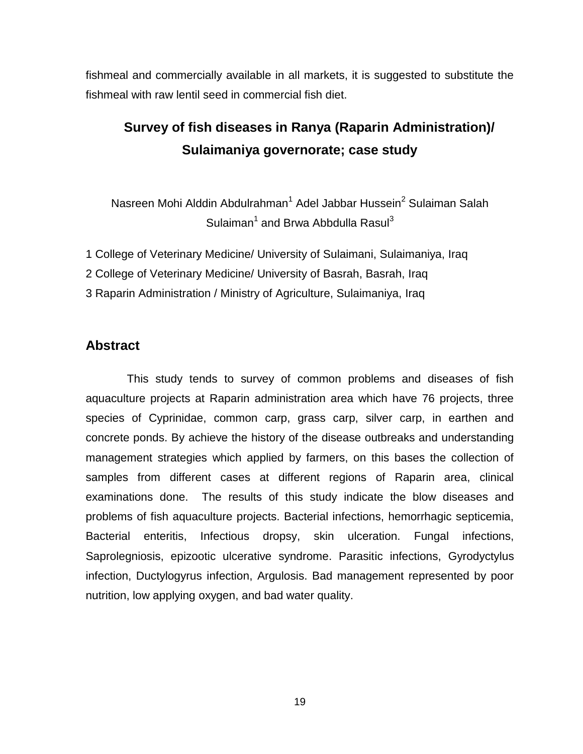fishmeal and commercially available in all markets, it is suggested to substitute the fishmeal with raw lentil seed in commercial fish diet.

## Survey of fish diseases in Ranya (Raparin Administration)/ Sulaimaniya governorate; case study

Nasreen Mohi Alddin Abdulrahman[1] Adel Jabbar Hussein[2] Sulaiman Salah Sulaiman[1] and Brwa Abbdulla Rasul[3]

1 College of Veterinary Medicine/ University of Sulaimani, Sulaimaniya, Iraq

2 College of Veterinary Medicine/ University of Basrah, Basrah, Iraq

3 Raparin Administration / Ministry of Agriculture, Sulaimaniya, Iraq

### Abstract

This study tends to survey of common problems and diseases of fish aquaculture projects at Raparin administration area which have 76 projects, three species of Cyprinidae, common carp, grass carp, silver carp, in earthen and concrete ponds. By achieve the history of the disease outbreaks and understanding management strategies which applied by farmers, on this bases the collection of samples from different cases at different regions of Raparin area, clinical examinations done. The results of this study indicate the blow diseases and problems of fish aquaculture projects. Bacterial infections, hemorrhagic septicemia, Bacterial enteritis, Infectious dropsy, skin ulceration. Fungal infections, Saprolegniosis, epizootic ulcerative syndrome. Parasitic infections, Gyrodyctylus infection, Ductylogyrus infection, Argulosis. Bad management represented by poor nutrition, low applying oxygen, and bad water quality.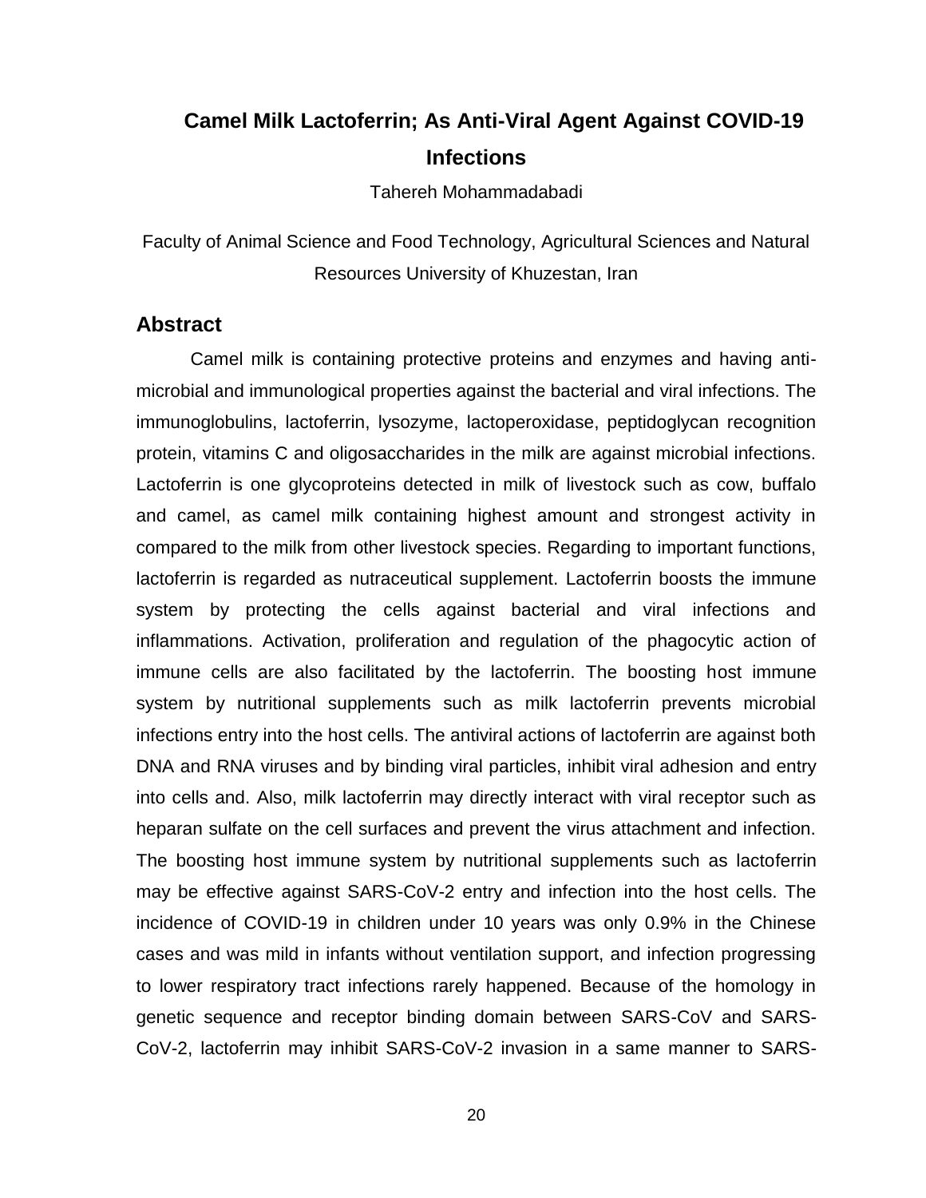# Camel Milk Lactoferrin; As Anti-Viral Agent Against COVID-19 Infections

Tahereh Mohammadabadi

Faculty of Animal Science and Food Technology, Agricultural Sciences and Natural Resources University of Khuzestan, Iran

## Abstract

Camel milk is containing protective proteins and enzymes and having anti-microbial and immunological properties against the bacterial and viral infections. The immunoglobulins, lactoferrin, lysozyme, lactoperoxidase, peptidoglycan recognition protein, vitamins C and oligosaccharides in the milk are against microbial infections. Lactoferrin is one glycoproteins detected in milk of livestock such as cow, buffalo and camel, as camel milk containing highest amount and strongest activity in compared to the milk from other livestock species. Regarding to important functions, lactoferrin is regarded as nutraceutical supplement. Lactoferrin boosts the immune system by protecting the cells against bacterial and viral infections and inflammations. Activation, proliferation and regulation of the phagocytic action of immune cells are also facilitated by the lactoferrin. The boosting host immune system by nutritional supplements such as milk lactoferrin prevents microbial infections entry into the host cells. The antiviral actions of lactoferrin are against both DNA and RNA viruses and by binding viral particles, inhibit viral adhesion and entry into cells and. Also, milk lactoferrin may directly interact with viral receptor such as heparan sulfate on the cell surfaces and prevent the virus attachment and infection. The boosting host immune system by nutritional supplements such as lactoferrin may be effective against SARS-CoV-2 entry and infection into the host cells. The incidence of COVID-19 in children under 10 years was only 0.9% in the Chinese cases and was mild in infants without ventilation support, and infection progressing to lower respiratory tract infections rarely happened. Because of the homology in genetic sequence and receptor binding domain between SARS-CoV and SARS-CoV-2, lactoferrin may inhibit SARS-CoV-2 invasion in a same manner to SARS-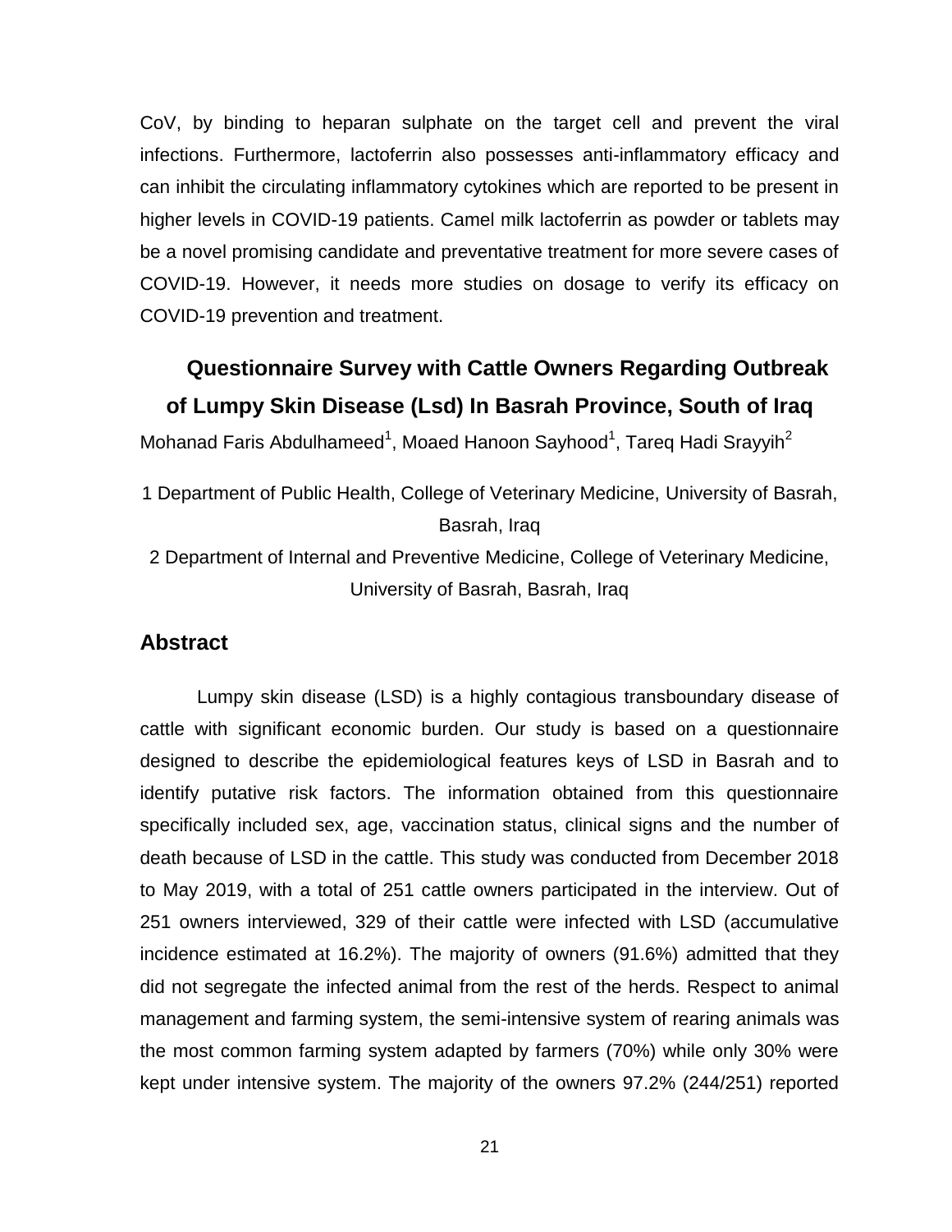CoV, by binding to heparan sulphate on the target cell and prevent the viral infections. Furthermore, lactoferrin also possesses anti-inflammatory efficacy and can inhibit the circulating inflammatory cytokines which are reported to be present in higher levels in COVID-19 patients. Camel milk lactoferrin as powder or tablets may be a novel promising candidate and preventative treatment for more severe cases of COVID-19. However, it needs more studies on dosage to verify its efficacy on COVID-19 prevention and treatment.

## Questionnaire Survey with Cattle Owners Regarding Outbreak of Lumpy Skin Disease (Lsd) In Basrah Province, South of Iraq

Mohanad Faris Abdulhameed[1], Moaed Hanoon Sayhood[1], Tareq Hadi Srayyih[2]

1 Department of Public Health, College of Veterinary Medicine, University of Basrah, Basrah, Iraq

2 Department of Internal and Preventive Medicine, College of Veterinary Medicine, University of Basrah, Basrah, Iraq

### Abstract

Lumpy skin disease (LSD) is a highly contagious transboundary disease of cattle with significant economic burden. Our study is based on a questionnaire designed to describe the epidemiological features keys of LSD in Basrah and to identify putative risk factors. The information obtained from this questionnaire specifically included sex, age, vaccination status, clinical signs and the number of death because of LSD in the cattle. This study was conducted from December 2018 to May 2019, with a total of 251 cattle owners participated in the interview. Out of 251 owners interviewed, 329 of their cattle were infected with LSD (accumulative incidence estimated at 16.2%). The majority of owners (91.6%) admitted that they did not segregate the infected animal from the rest of the herds. Respect to animal management and farming system, the semi-intensive system of rearing animals was the most common farming system adapted by farmers (70%) while only 30% were kept under intensive system. The majority of the owners 97.2% (244/251) reported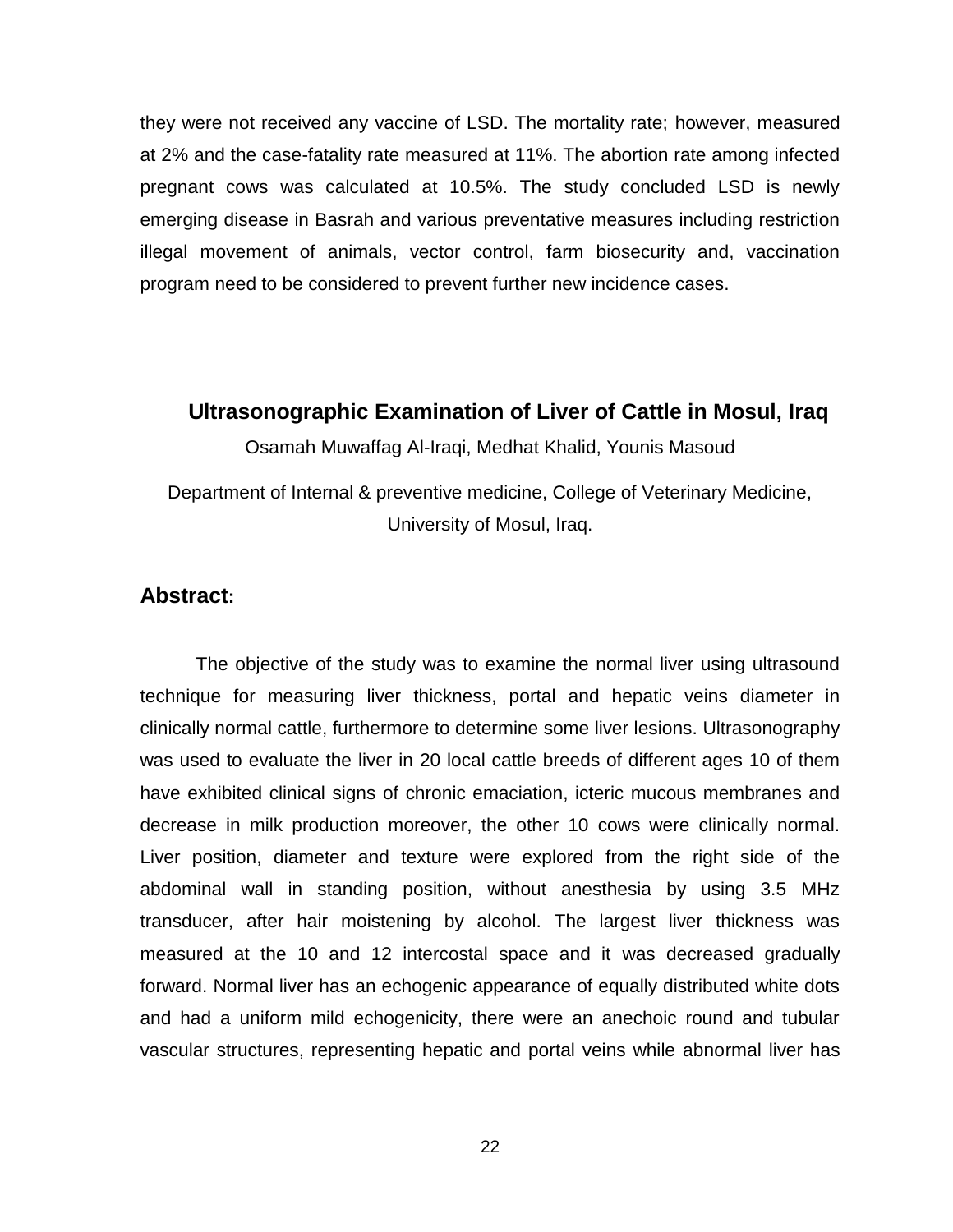they were not received any vaccine of LSD. The mortality rate; however, measured at 2% and the case-fatality rate measured at 11%. The abortion rate among infected pregnant cows was calculated at 10.5%. The study concluded LSD is newly emerging disease in Basrah and various preventative measures including restriction illegal movement of animals, vector control, farm biosecurity and, vaccination program need to be considered to prevent further new incidence cases.

## Ultrasonographic Examination of Liver of Cattle in Mosul, Iraq

Osamah Muwaffag Al-Iraqi, Medhat Khalid, Younis Masoud

Department of Internal & preventive medicine, College of Veterinary Medicine, University of Mosul, Iraq.

### Abstract:

The objective of the study was to examine the normal liver using ultrasound technique for measuring liver thickness, portal and hepatic veins diameter in clinically normal cattle, furthermore to determine some liver lesions. Ultrasonography was used to evaluate the liver in 20 local cattle breeds of different ages 10 of them have exhibited clinical signs of chronic emaciation, icteric mucous membranes and decrease in milk production moreover, the other 10 cows were clinically normal. Liver position, diameter and texture were explored from the right side of the abdominal wall in standing position, without anesthesia by using 3.5 MHz transducer, after hair moistening by alcohol. The largest liver thickness was measured at the 10 and 12 intercostal space and it was decreased gradually forward. Normal liver has an echogenic appearance of equally distributed white dots and had a uniform mild echogenicity, there were an anechoic round and tubular vascular structures, representing hepatic and portal veins while abnormal liver has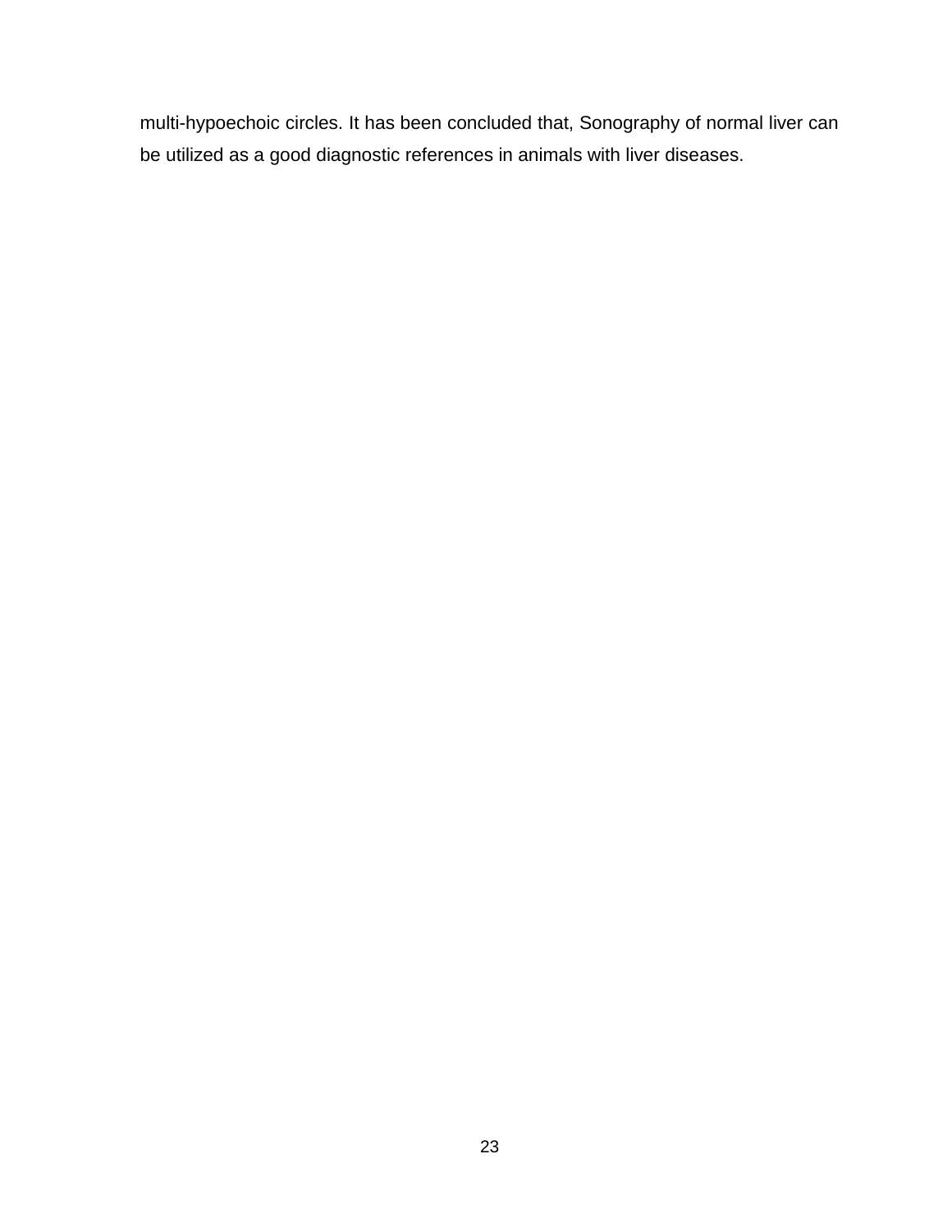multi-hypoechoic circles. It has been concluded that, Sonography of normal liver can be utilized as a good diagnostic references in animals with liver diseases.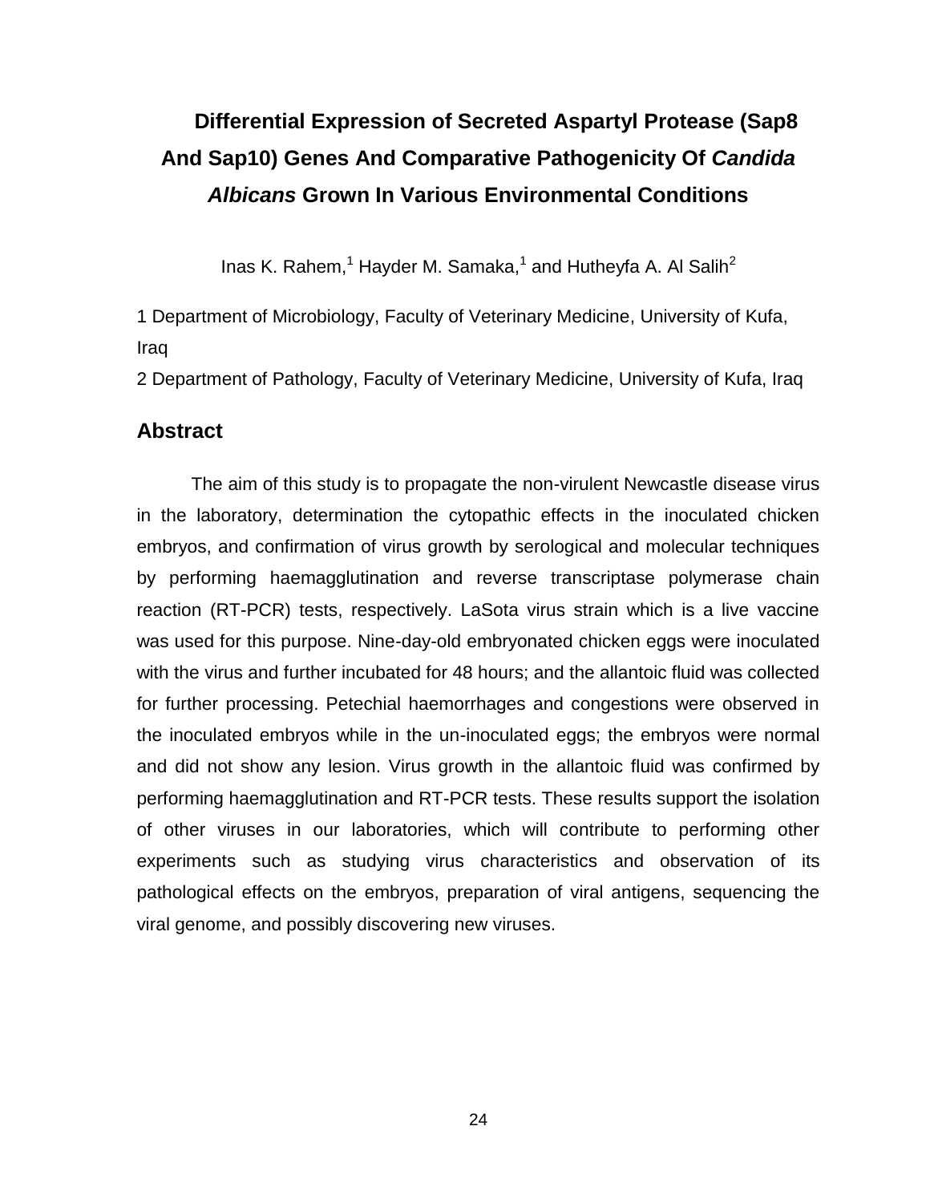# Differential Expression of Secreted Aspartyl Protease (Sap8 And Sap10) Genes And Comparative Pathogenicity Of *Candida Albicans* Grown In Various Environmental Conditions

Inas K. Rahem,[1] Hayder M. Samaka,[1] and Hutheyfa A. Al Salih[2]

1 Department of Microbiology, Faculty of Veterinary Medicine, University of Kufa, Iraq

2 Department of Pathology, Faculty of Veterinary Medicine, University of Kufa, Iraq

## Abstract

The aim of this study is to propagate the non-virulent Newcastle disease virus in the laboratory, determination the cytopathic effects in the inoculated chicken embryos, and confirmation of virus growth by serological and molecular techniques by performing haemagglutination and reverse transcriptase polymerase chain reaction (RT-PCR) tests, respectively. LaSota virus strain which is a live vaccine was used for this purpose. Nine-day-old embryonated chicken eggs were inoculated with the virus and further incubated for 48 hours; and the allantoic fluid was collected for further processing. Petechial haemorrhages and congestions were observed in the inoculated embryos while in the un-inoculated eggs; the embryos were normal and did not show any lesion. Virus growth in the allantoic fluid was confirmed by performing haemagglutination and RT-PCR tests. These results support the isolation of other viruses in our laboratories, which will contribute to performing other experiments such as studying virus characteristics and observation of its pathological effects on the embryos, preparation of viral antigens, sequencing the viral genome, and possibly discovering new viruses.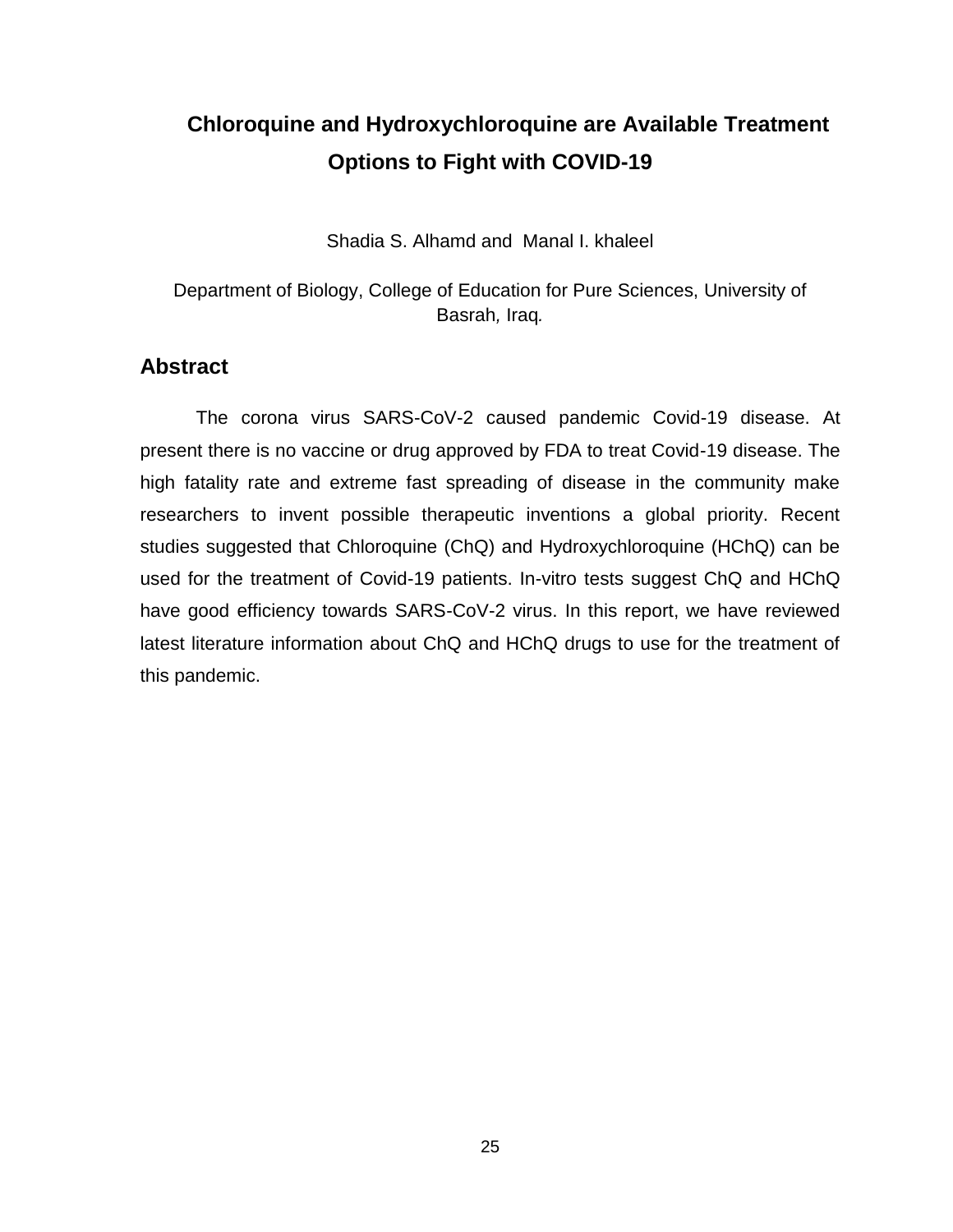# Chloroquine and Hydroxychloroquine are Available Treatment Options to Fight with COVID-19

Shadia S. Alhamd and Manal I. khaleel

Department of Biology, College of Education for Pure Sciences, University of Basrah, Iraq.

## Abstract

The corona virus SARS-CoV-2 caused pandemic Covid-19 disease. At present there is no vaccine or drug approved by FDA to treat Covid-19 disease. The high fatality rate and extreme fast spreading of disease in the community make researchers to invent possible therapeutic inventions a global priority. Recent studies suggested that Chloroquine (ChQ) and Hydroxychloroquine (HChQ) can be used for the treatment of Covid-19 patients. In-vitro tests suggest ChQ and HChQ have good efficiency towards SARS-CoV-2 virus. In this report, we have reviewed latest literature information about ChQ and HChQ drugs to use for the treatment of this pandemic.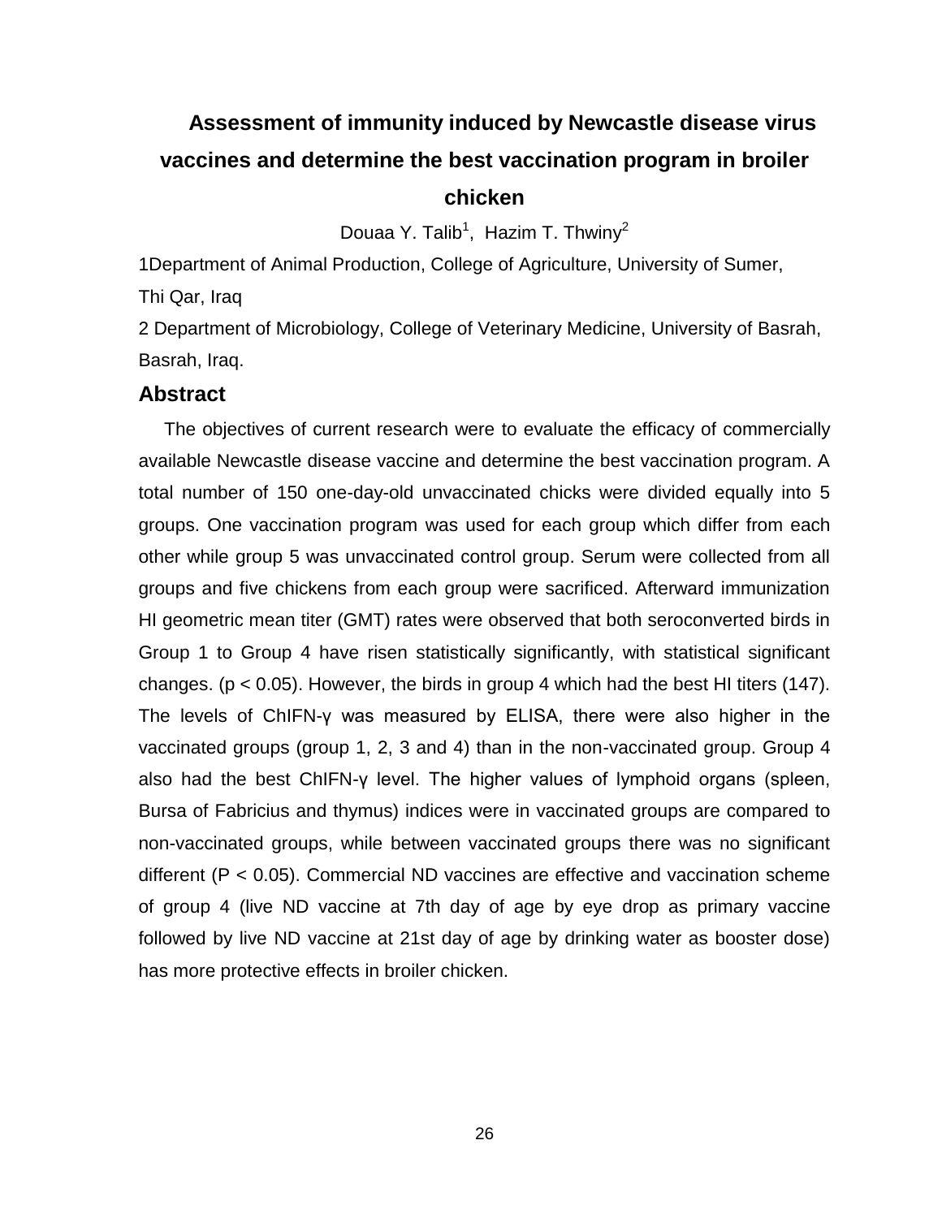# Assessment of immunity induced by Newcastle disease virus vaccines and determine the best vaccination program in broiler chicken

Douaa Y. Talib[1], Hazim T. Thwiny[2]

1Department of Animal Production, College of Agriculture, University of Sumer, Thi Qar, Iraq

2 Department of Microbiology, College of Veterinary Medicine, University of Basrah, Basrah, Iraq.

## Abstract

The objectives of current research were to evaluate the efficacy of commercially available Newcastle disease vaccine and determine the best vaccination program. A total number of 150 one-day-old unvaccinated chicks were divided equally into 5 groups. One vaccination program was used for each group which differ from each other while group 5 was unvaccinated control group. Serum were collected from all groups and five chickens from each group were sacrificed. Afterward immunization HI geometric mean titer (GMT) rates were observed that both seroconverted birds in Group 1 to Group 4 have risen statistically significantly, with statistical significant changes. ($p < 0.05$). However, the birds in group 4 which had the best HI titers (147). The levels of ChIFN-γ was measured by ELISA, there were also higher in the vaccinated groups (group 1, 2, 3 and 4) than in the non-vaccinated group. Group 4 also had the best ChIFN-γ level. The higher values of lymphoid organs (spleen, Bursa of Fabricius and thymus) indices were in vaccinated groups are compared to non-vaccinated groups, while between vaccinated groups there was no significant different ($P < 0.05$). Commercial ND vaccines are effective and vaccination scheme of group 4 (live ND vaccine at 7th day of age by eye drop as primary vaccine followed by live ND vaccine at 21st day of age by drinking water as booster dose) has more protective effects in broiler chicken.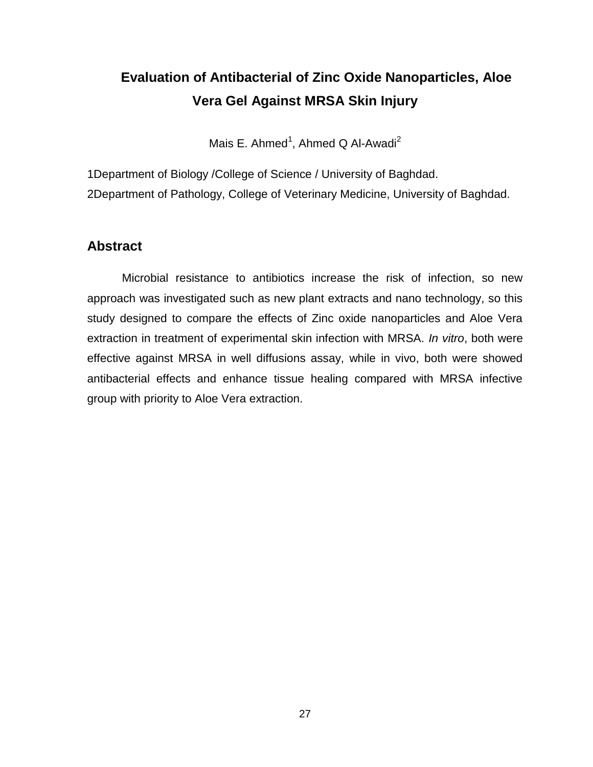# Evaluation of Antibacterial of Zinc Oxide Nanoparticles, Aloe Vera Gel Against MRSA Skin Injury

Mais E. Ahmed[1], Ahmed Q Al-Awadi[2]

1Department of Biology /College of Science / University of Baghdad.

2Department of Pathology, College of Veterinary Medicine, University of Baghdad.

## Abstract

Microbial resistance to antibiotics increase the risk of infection, so new approach was investigated such as new plant extracts and nano technology, so this study designed to compare the effects of Zinc oxide nanoparticles and Aloe Vera extraction in treatment of experimental skin infection with MRSA. *In vitro*, both were effective against MRSA in well diffusions assay, while in vivo, both were showed antibacterial effects and enhance tissue healing compared with MRSA infective group with priority to Aloe Vera extraction.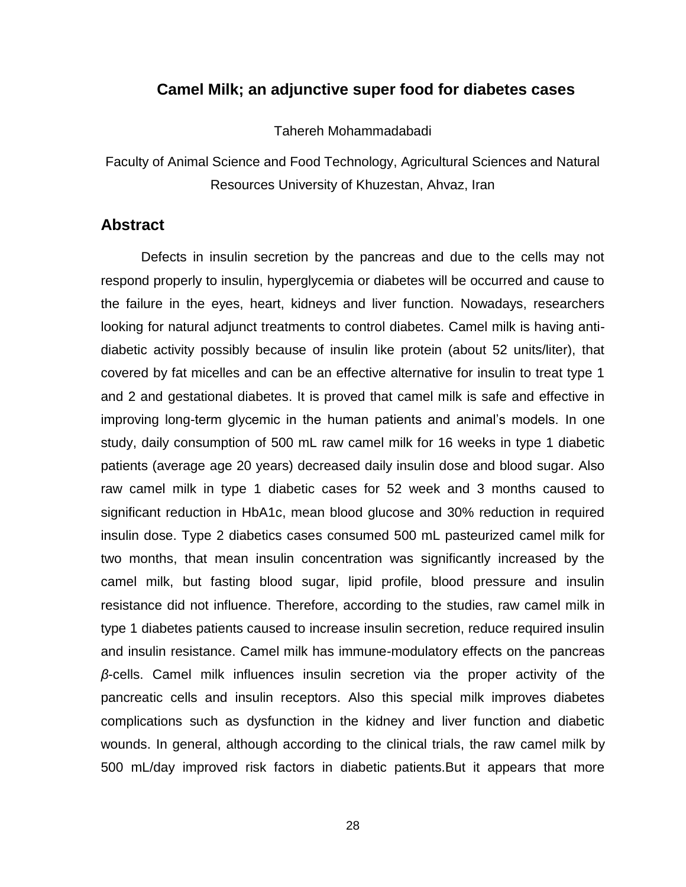# Camel Milk; an adjunctive super food for diabetes cases

Tahereh Mohammadabadi

Faculty of Animal Science and Food Technology, Agricultural Sciences and Natural Resources University of Khuzestan, Ahvaz, Iran

## Abstract

Defects in insulin secretion by the pancreas and due to the cells may not respond properly to insulin, hyperglycemia or diabetes will be occurred and cause to the failure in the eyes, heart, kidneys and liver function. Nowadays, researchers looking for natural adjunct treatments to control diabetes. Camel milk is having anti-diabetic activity possibly because of insulin like protein (about 52 units/liter), that covered by fat micelles and can be an effective alternative for insulin to treat type 1 and 2 and gestational diabetes. It is proved that camel milk is safe and effective in improving long-term glycemic in the human patients and animal's models. In one study, daily consumption of 500 mL raw camel milk for 16 weeks in type 1 diabetic patients (average age 20 years) decreased daily insulin dose and blood sugar. Also raw camel milk in type 1 diabetic cases for 52 week and 3 months caused to significant reduction in HbA1c, mean blood glucose and 30% reduction in required insulin dose. Type 2 diabetics cases consumed 500 mL pasteurized camel milk for two months, that mean insulin concentration was significantly increased by the camel milk, but fasting blood sugar, lipid profile, blood pressure and insulin resistance did not influence. Therefore, according to the studies, raw camel milk in type 1 diabetes patients caused to increase insulin secretion, reduce required insulin and insulin resistance. Camel milk has immune-modulatory effects on the pancreas *β*-cells. Camel milk influences insulin secretion via the proper activity of the pancreatic cells and insulin receptors. Also this special milk improves diabetes complications such as dysfunction in the kidney and liver function and diabetic wounds. In general, although according to the clinical trials, the raw camel milk by 500 mL/day improved risk factors in diabetic patients.But it appears that more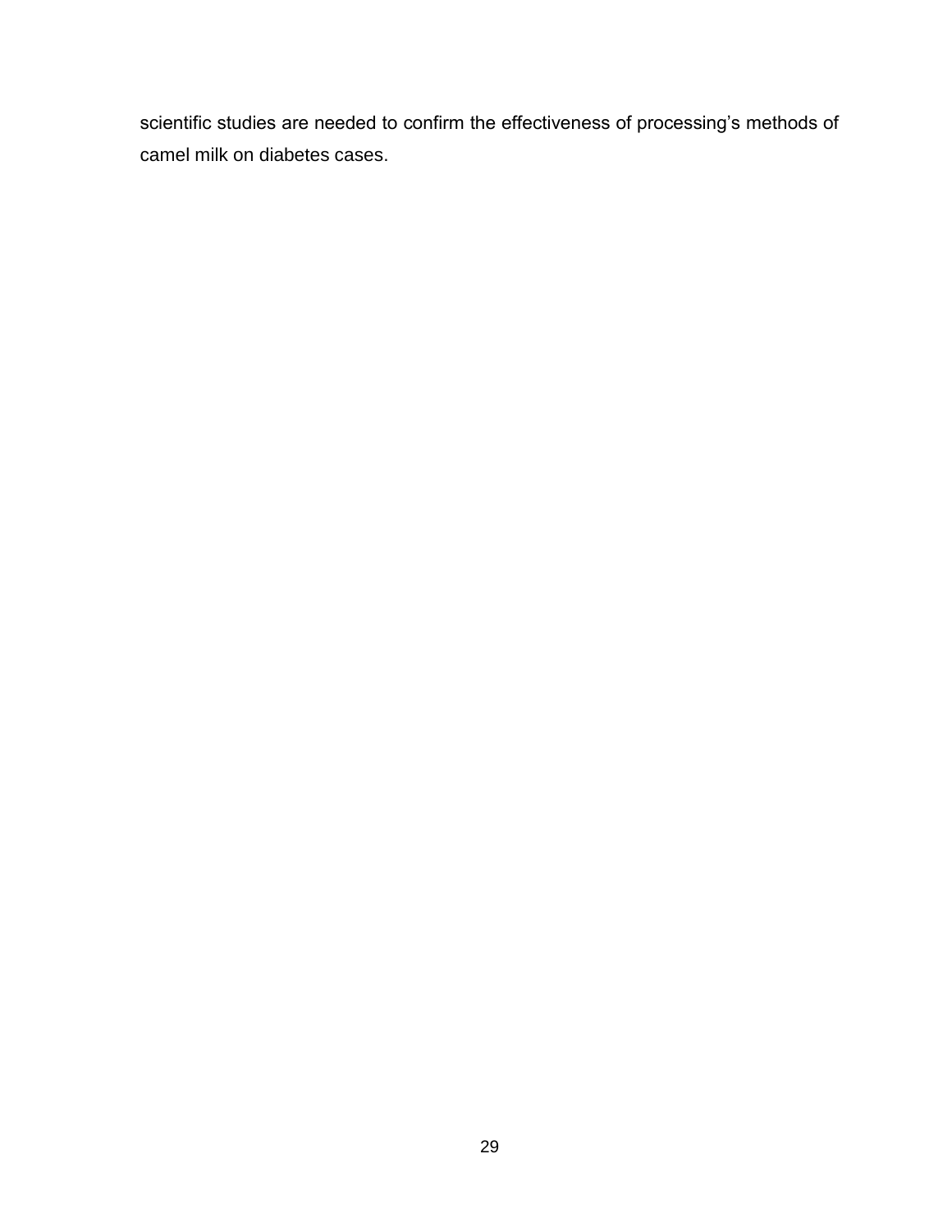scientific studies are needed to confirm the effectiveness of processing's methods of camel milk on diabetes cases.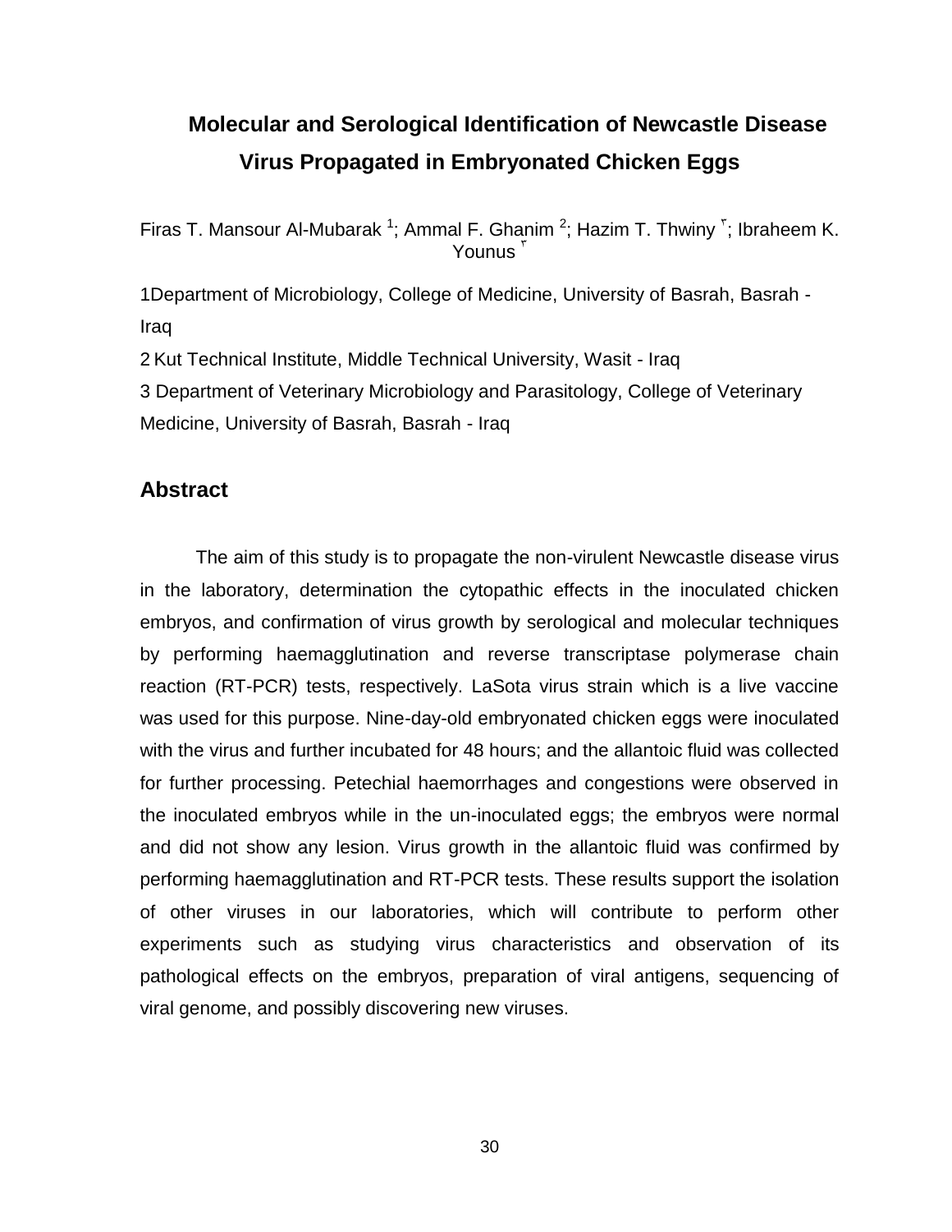# Molecular and Serological Identification of Newcastle Disease Virus Propagated in Embryonated Chicken Eggs

Firas T. Mansour Al-Mubarak [1]; Ammal F. Ghanim [2]; Hazim T. Thwiny [٣]; Ibraheem K. Younus [٣]

1Department of Microbiology, College of Medicine, University of Basrah, Basrah - Iraq

2 Kut Technical Institute, Middle Technical University, Wasit - Iraq

3 Department of Veterinary Microbiology and Parasitology, College of Veterinary Medicine, University of Basrah, Basrah - Iraq

## Abstract

The aim of this study is to propagate the non-virulent Newcastle disease virus in the laboratory, determination the cytopathic effects in the inoculated chicken embryos, and confirmation of virus growth by serological and molecular techniques by performing haemagglutination and reverse transcriptase polymerase chain reaction (RT-PCR) tests, respectively. LaSota virus strain which is a live vaccine was used for this purpose. Nine-day-old embryonated chicken eggs were inoculated with the virus and further incubated for 48 hours; and the allantoic fluid was collected for further processing. Petechial haemorrhages and congestions were observed in the inoculated embryos while in the un-inoculated eggs; the embryos were normal and did not show any lesion. Virus growth in the allantoic fluid was confirmed by performing haemagglutination and RT-PCR tests. These results support the isolation of other viruses in our laboratories, which will contribute to perform other experiments such as studying virus characteristics and observation of its pathological effects on the embryos, preparation of viral antigens, sequencing of viral genome, and possibly discovering new viruses.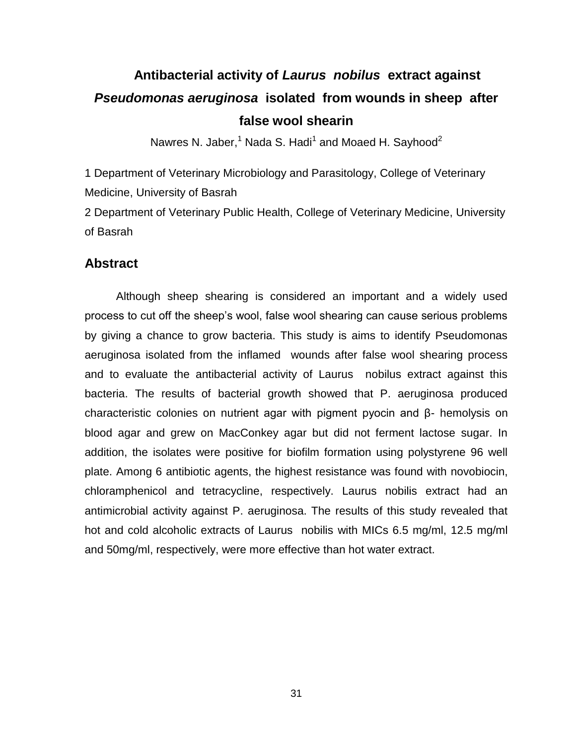# Antibacterial activity of *Laurus nobilus* extract against *Pseudomonas aeruginosa* isolated from wounds in sheep after false wool shearin

Nawres N. Jaber,[1] Nada S. Hadi[1] and Moaed H. Sayhood[2]

1 Department of Veterinary Microbiology and Parasitology, College of Veterinary Medicine, University of Basrah

2 Department of Veterinary Public Health, College of Veterinary Medicine, University of Basrah

## Abstract

Although sheep shearing is considered an important and a widely used process to cut off the sheep's wool, false wool shearing can cause serious problems by giving a chance to grow bacteria. This study is aims to identify Pseudomonas aeruginosa isolated from the inflamed wounds after false wool shearing process and to evaluate the antibacterial activity of Laurus nobilus extract against this bacteria. The results of bacterial growth showed that P. aeruginosa produced characteristic colonies on nutrient agar with pigment pyocin and β- hemolysis on blood agar and grew on MacConkey agar but did not ferment lactose sugar. In addition, the isolates were positive for biofilm formation using polystyrene 96 well plate. Among 6 antibiotic agents, the highest resistance was found with novobiocin, chloramphenicol and tetracycline, respectively. Laurus nobilis extract had an antimicrobial activity against P. aeruginosa. The results of this study revealed that hot and cold alcoholic extracts of Laurus nobilis with MICs 6.5 mg/ml, 12.5 mg/ml and 50mg/ml, respectively, were more effective than hot water extract.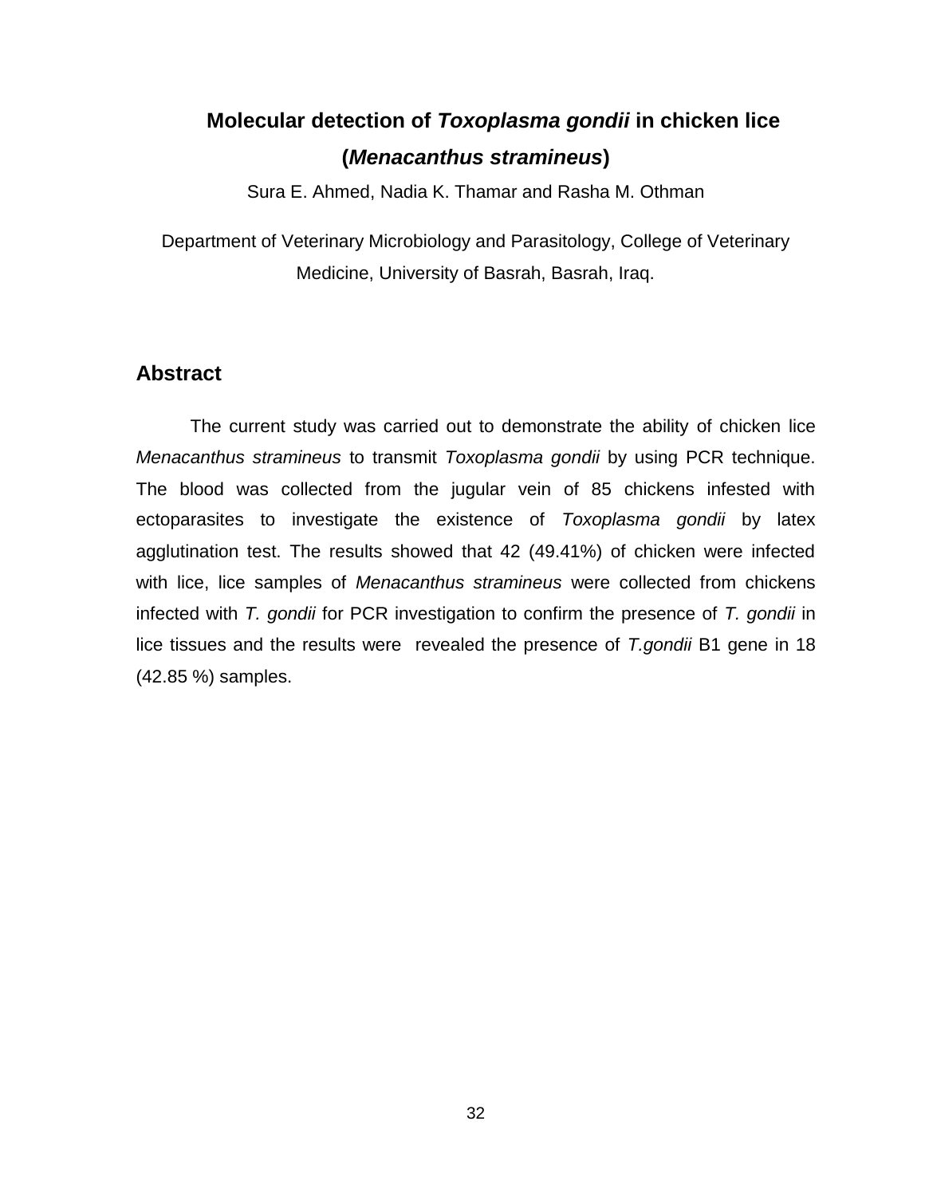# Molecular detection of *Toxoplasma gondii* in chicken lice (*Menacanthus stramineus*)

Sura E. Ahmed, Nadia K. Thamar and Rasha M. Othman

Department of Veterinary Microbiology and Parasitology, College of Veterinary Medicine, University of Basrah, Basrah, Iraq.

## Abstract

The current study was carried out to demonstrate the ability of chicken lice *Menacanthus stramineus* to transmit *Toxoplasma gondii* by using PCR technique. The blood was collected from the jugular vein of 85 chickens infested with ectoparasites to investigate the existence of *Toxoplasma gondii* by latex agglutination test. The results showed that 42 (49.41%) of chicken were infected with lice, lice samples of *Menacanthus stramineus* were collected from chickens infected with *T. gondii* for PCR investigation to confirm the presence of *T. gondii* in lice tissues and the results were revealed the presence of *T.gondii* B1 gene in 18 (42.85 %) samples.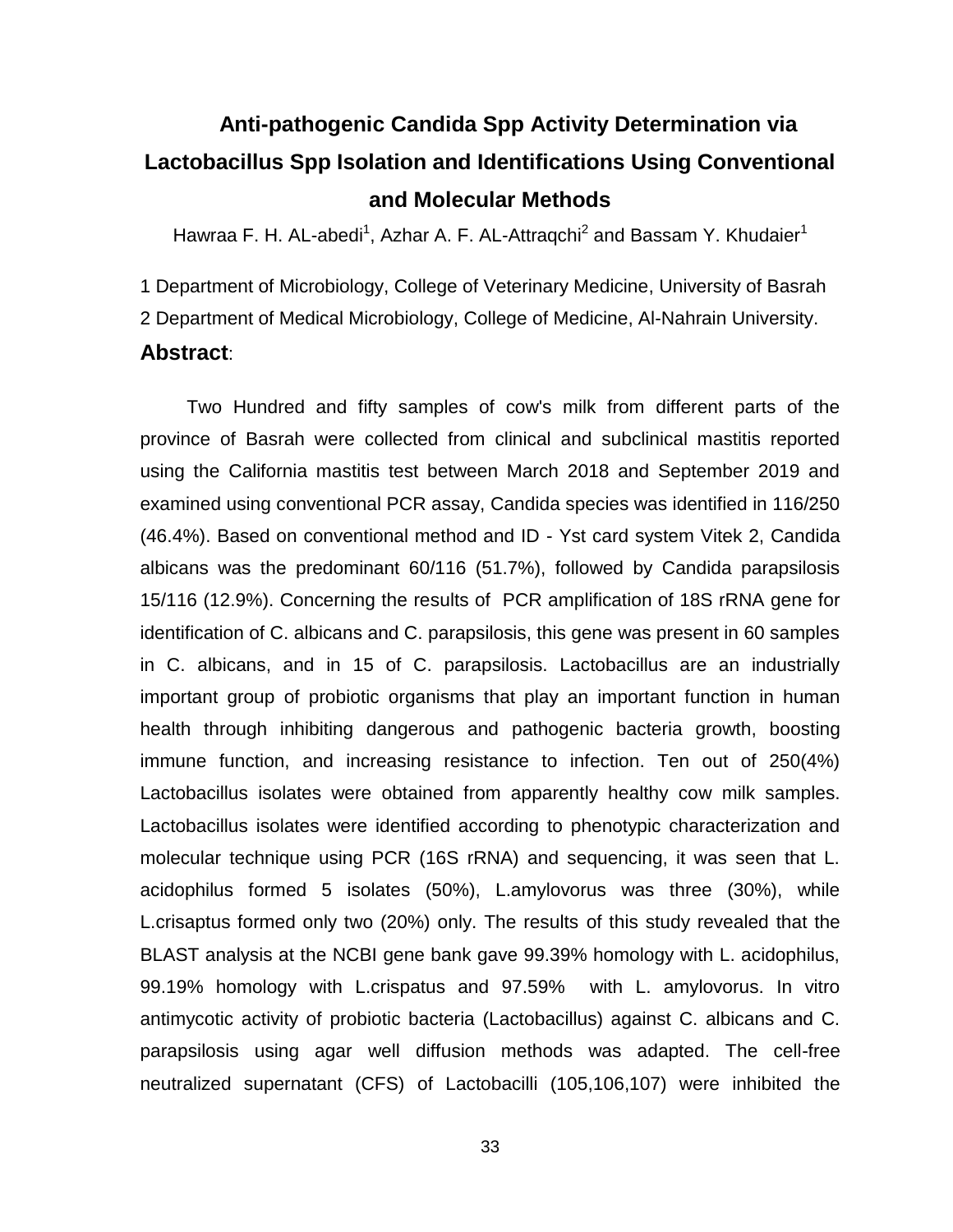# Anti-pathogenic Candida Spp Activity Determination via Lactobacillus Spp Isolation and Identifications Using Conventional and Molecular Methods

Hawraa F. H. AL-abedi[1], Azhar A. F. AL-Attraqchi[2] and Bassam Y. Khudaier[1]

1 Department of Microbiology, College of Veterinary Medicine, University of Basrah

2 Department of Medical Microbiology, College of Medicine, Al-Nahrain University.

## Abstract:

Two Hundred and fifty samples of cow's milk from different parts of the province of Basrah were collected from clinical and subclinical mastitis reported using the California mastitis test between March 2018 and September 2019 and examined using conventional PCR assay, Candida species was identified in 116/250 (46.4%). Based on conventional method and ID - Yst card system Vitek 2, Candida albicans was the predominant 60/116 (51.7%), followed by Candida parapsilosis 15/116 (12.9%). Concerning the results of PCR amplification of 18S rRNA gene for identification of C. albicans and C. parapsilosis, this gene was present in 60 samples in C. albicans, and in 15 of C. parapsilosis. Lactobacillus are an industrially important group of probiotic organisms that play an important function in human health through inhibiting dangerous and pathogenic bacteria growth, boosting immune function, and increasing resistance to infection. Ten out of 250(4%) Lactobacillus isolates were obtained from apparently healthy cow milk samples. Lactobacillus isolates were identified according to phenotypic characterization and molecular technique using PCR (16S rRNA) and sequencing, it was seen that L. acidophilus formed 5 isolates (50%), L.amylovorus was three (30%), while L.crisaptus formed only two (20%) only. The results of this study revealed that the BLAST analysis at the NCBI gene bank gave 99.39% homology with L. acidophilus, 99.19% homology with L.crispatus and 97.59% with L. amylovorus. In vitro antimycotic activity of probiotic bacteria (Lactobacillus) against C. albicans and C. parapsilosis using agar well diffusion methods was adapted. The cell-free neutralized supernatant (CFS) of Lactobacilli (105,106,107) were inhibited the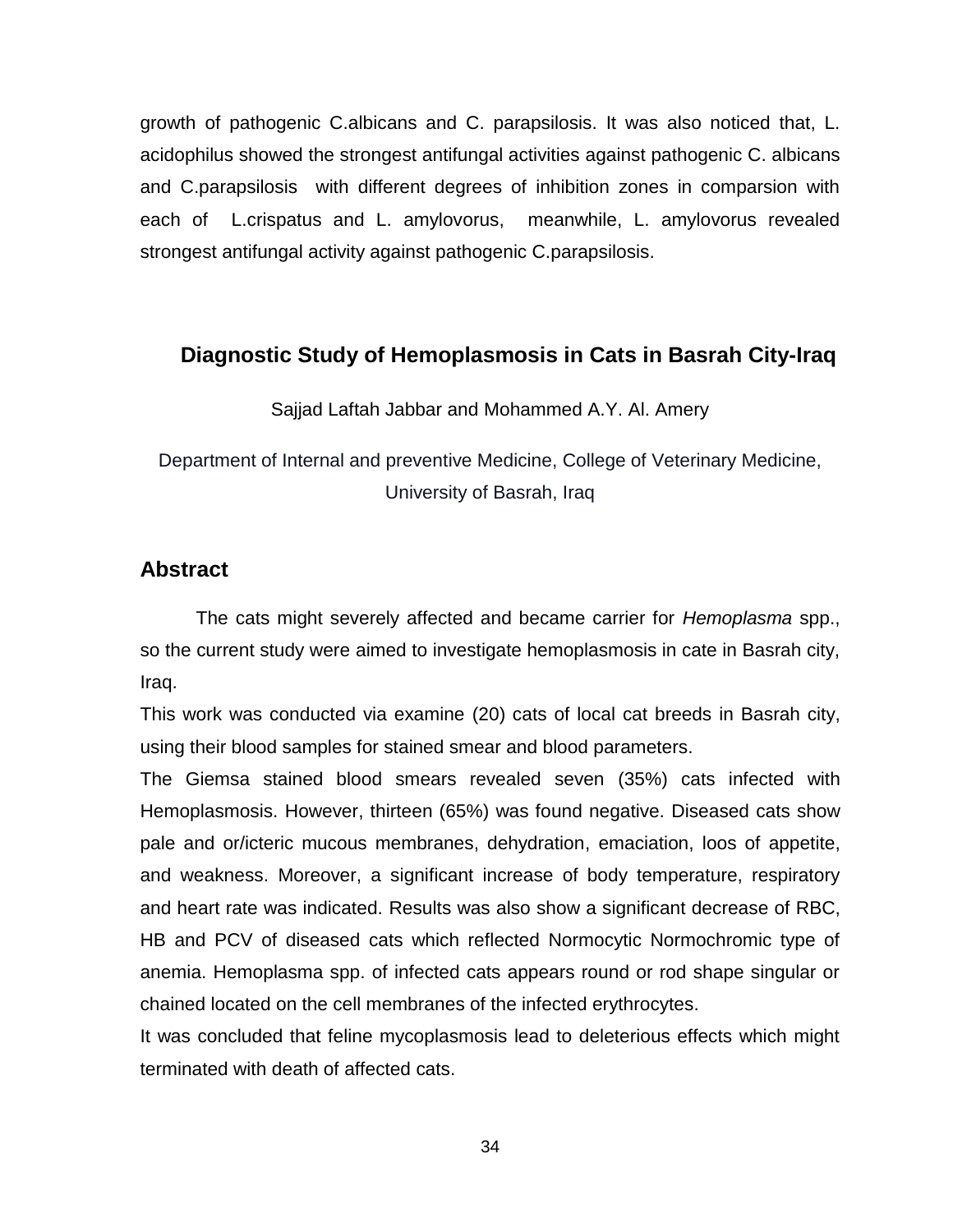growth of pathogenic C.albicans and C. parapsilosis. It was also noticed that, L. acidophilus showed the strongest antifungal activities against pathogenic C. albicans and C.parapsilosis with different degrees of inhibition zones in comparsion with each of L.crispatus and L. amylovorus, meanwhile, L. amylovorus revealed strongest antifungal activity against pathogenic C.parapsilosis.

## Diagnostic Study of Hemoplasmosis in Cats in Basrah City-Iraq

Sajjad Laftah Jabbar and Mohammed A.Y. Al. Amery

Department of Internal and preventive Medicine, College of Veterinary Medicine, University of Basrah, Iraq

### Abstract

The cats might severely affected and became carrier for *Hemoplasma* spp., so the current study were aimed to investigate hemoplasmosis in cate in Basrah city, Iraq.

This work was conducted via examine (20) cats of local cat breeds in Basrah city, using their blood samples for stained smear and blood parameters.

The Giemsa stained blood smears revealed seven (35%) cats infected with Hemoplasmosis. However, thirteen (65%) was found negative. Diseased cats show pale and or/icteric mucous membranes, dehydration, emaciation, loos of appetite, and weakness. Moreover, a significant increase of body temperature, respiratory and heart rate was indicated. Results was also show a significant decrease of RBC, HB and PCV of diseased cats which reflected Normocytic Normochromic type of anemia. Hemoplasma spp. of infected cats appears round or rod shape singular or chained located on the cell membranes of the infected erythrocytes.

It was concluded that feline mycoplasmosis lead to deleterious effects which might terminated with death of affected cats.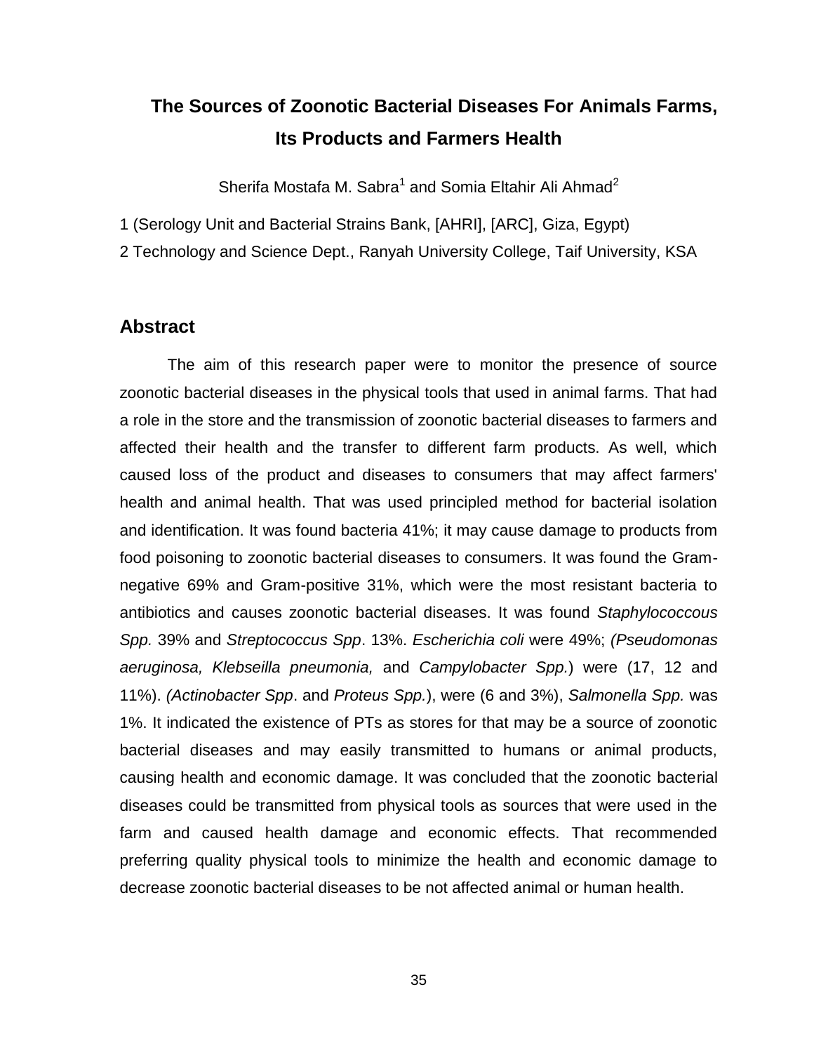# The Sources of Zoonotic Bacterial Diseases For Animals Farms, Its Products and Farmers Health

Sherifa Mostafa M. Sabra[1] and Somia Eltahir Ali Ahmad[2]

1 (Serology Unit and Bacterial Strains Bank, [AHRI], [ARC], Giza, Egypt)

2 Technology and Science Dept., Ranyah University College, Taif University, KSA

## Abstract

The aim of this research paper were to monitor the presence of source zoonotic bacterial diseases in the physical tools that used in animal farms. That had a role in the store and the transmission of zoonotic bacterial diseases to farmers and affected their health and the transfer to different farm products. As well, which caused loss of the product and diseases to consumers that may affect farmers' health and animal health. That was used principled method for bacterial isolation and identification. It was found bacteria 41%; it may cause damage to products from food poisoning to zoonotic bacterial diseases to consumers. It was found the Gram-negative 69% and Gram-positive 31%, which were the most resistant bacteria to antibiotics and causes zoonotic bacterial diseases. It was found *Staphylococcous Spp.* 39% and *Streptococcus Spp*. 13%. *Escherichia coli* were 49%; *(Pseudomonas aeruginosa, Klebseilla pneumonia,* and *Campylobacter Spp.*) were (17, 12 and 11%). *(Actinobacter Spp*. and *Proteus Spp.*), were (6 and 3%), *Salmonella Spp.* was 1%. It indicated the existence of PTs as stores for that may be a source of zoonotic bacterial diseases and may easily transmitted to humans or animal products, causing health and economic damage. It was concluded that the zoonotic bacterial diseases could be transmitted from physical tools as sources that were used in the farm and caused health damage and economic effects. That recommended preferring quality physical tools to minimize the health and economic damage to decrease zoonotic bacterial diseases to be not affected animal or human health.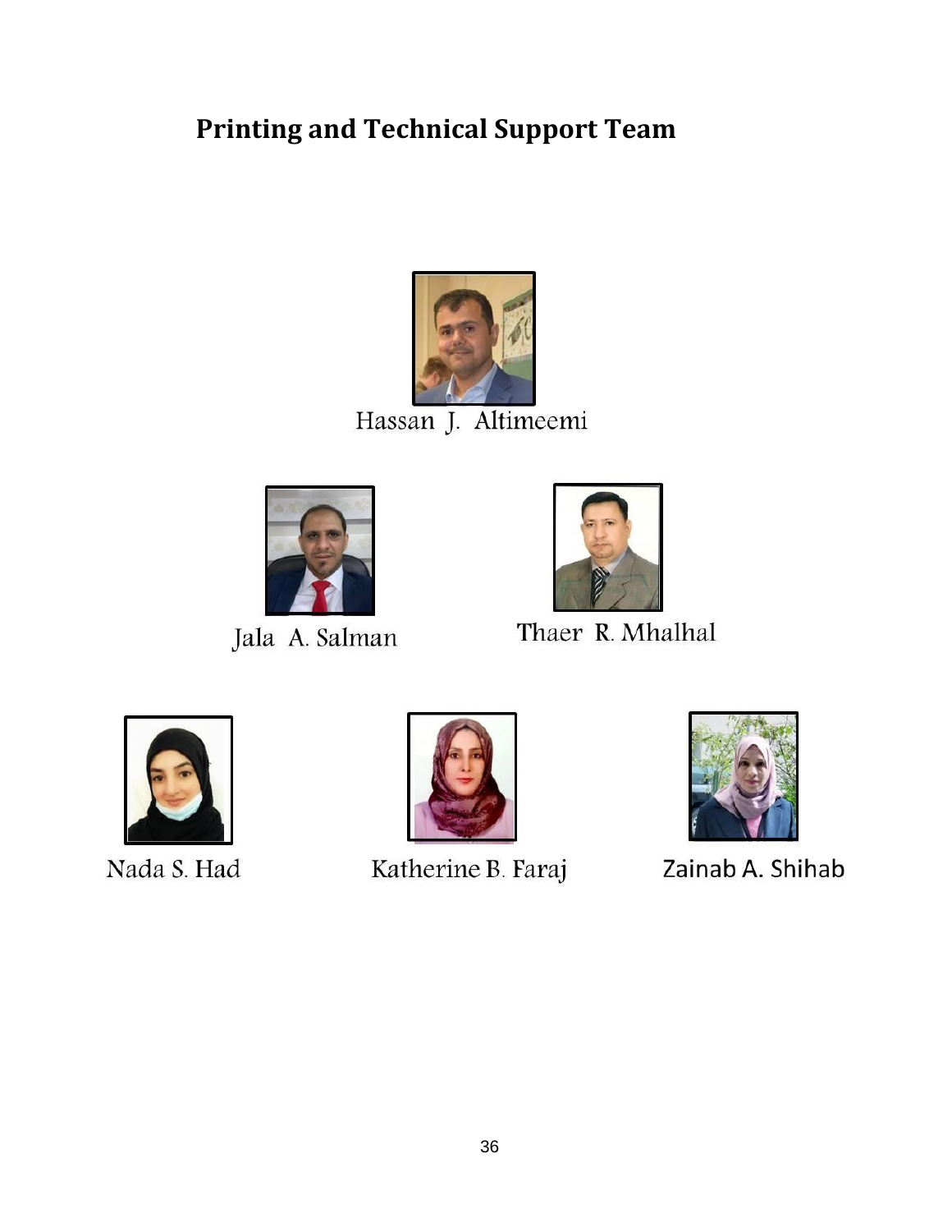## Printing and Technical Support Team

Hassan J. Altimeemi

Jala A. Salman

Thaer R. Mhalhal

Nada S. Had

Katherine B. Faraj

Zainab A. Shihab